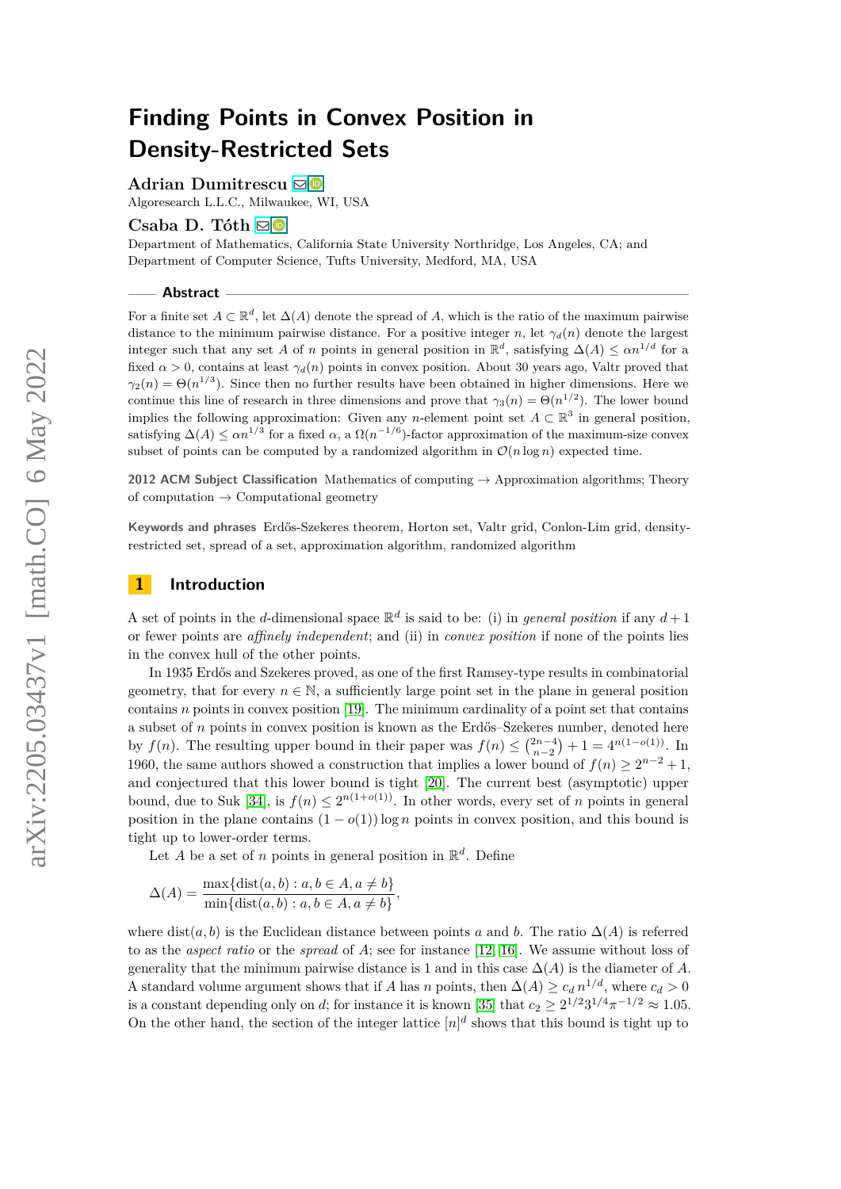# Finding Points in Convex Position in Density-Restricted Sets

**Adrian Dumitrescu**
Algoresearch L.L.C., Milwaukee, WI, USA

**Csaba D. Tóth**
Department of Mathematics, California State University Northridge, Los Angeles, CA; and
Department of Computer Science, Tufts University, Medford, MA, USA

## Abstract

For a finite set $A \subset \mathbb{R}^d$, let $\Delta(A)$ denote the spread of $A$, which is the ratio of the maximum pairwise distance to the minimum pairwise distance. For a positive integer $n$, let $\gamma_d(n)$ denote the largest integer such that any set $A$ of $n$ points in general position in $\mathbb{R}^d$, satisfying $\Delta(A) \leq \alpha n^{1/d}$ for a fixed $\alpha > 0$, contains at least $\gamma_d(n)$ points in convex position. About 30 years ago, Valtr proved that $\gamma_2(n) = \Theta(n^{1/3})$. Since then no further results have been obtained in higher dimensions. Here we continue this line of research in three dimensions and prove that $\gamma_3(n) = \Theta(n^{1/2})$. The lower bound implies the following approximation: Given any $n$-element point set $A \subset \mathbb{R}^3$ in general position, satisfying $\Delta(A) \leq \alpha n^{1/3}$ for a fixed $\alpha$, a $\Omega(n^{-1/6})$-factor approximation of the maximum-size convex subset of points can be computed by a randomized algorithm in $\mathcal{O}(n \log n)$ expected time.

**2012 ACM Subject Classification** Mathematics of computing → Approximation algorithms; Theory of computation → Computational geometry

**Keywords and phrases** Erdős-Szekeres theorem, Horton set, Valtr grid, Conlon-Lim grid, density-restricted set, spread of a set, approximation algorithm, randomized algorithm

## 1 Introduction

A set of points in the $d$-dimensional space $\mathbb{R}^d$ is said to be: (i) in *general position* if any $d+1$ or fewer points are *affinely independent*; and (ii) in *convex position* if none of the points lies in the convex hull of the other points.

In 1935 Erdős and Szekeres proved, as one of the first Ramsey-type results in combinatorial geometry, that for every $n \in \mathbb{N}$, a sufficiently large point set in the plane in general position contains $n$ points in convex position [19]. The minimum cardinality of a point set that contains a subset of $n$ points in convex position is known as the Erdős–Szekeres number, denoted here by $f(n)$. The resulting upper bound in their paper was $f(n) \leq \binom{2n-4}{n-2} + 1 = 4^{n(1-o(1))}$. In 1960, the same authors showed a construction that implies a lower bound of $f(n) \geq 2^{n-2}+1$, and conjectured that this lower bound is tight [20]. The current best (asymptotic) upper bound, due to Suk [34], is $f(n) \leq 2^{n(1+o(1))}$. In other words, every set of $n$ points in general position in the plane contains $(1-o(1))\log n$ points in convex position, and this bound is tight up to lower-order terms.

Let $A$ be a set of $n$ points in general position in $\mathbb{R}^d$. Define

$$\Delta(A) = \frac{\max\{\text{dist}(a,b) : a,b \in A, a \neq b\}}{\min\{\text{dist}(a,b) : a,b \in A, a \neq b\}},$$

where $\text{dist}(a,b)$ is the Euclidean distance between points $a$ and $b$. The ratio $\Delta(A)$ is referred to as the *aspect ratio* or the *spread* of $A$; see for instance [12, 16]. We assume without loss of generality that the minimum pairwise distance is 1 and in this case $\Delta(A)$ is the diameter of $A$. A standard volume argument shows that if $A$ has $n$ points, then $\Delta(A) \geq c_d\, n^{1/d}$, where $c_d > 0$ is a constant depending only on $d$; for instance it is known [35] that $c_2 \geq 2^{1/2}3^{1/4}\pi^{-1/2} \approx 1.05$. On the other hand, the section of the integer lattice $[n]^d$ shows that this bound is tight up to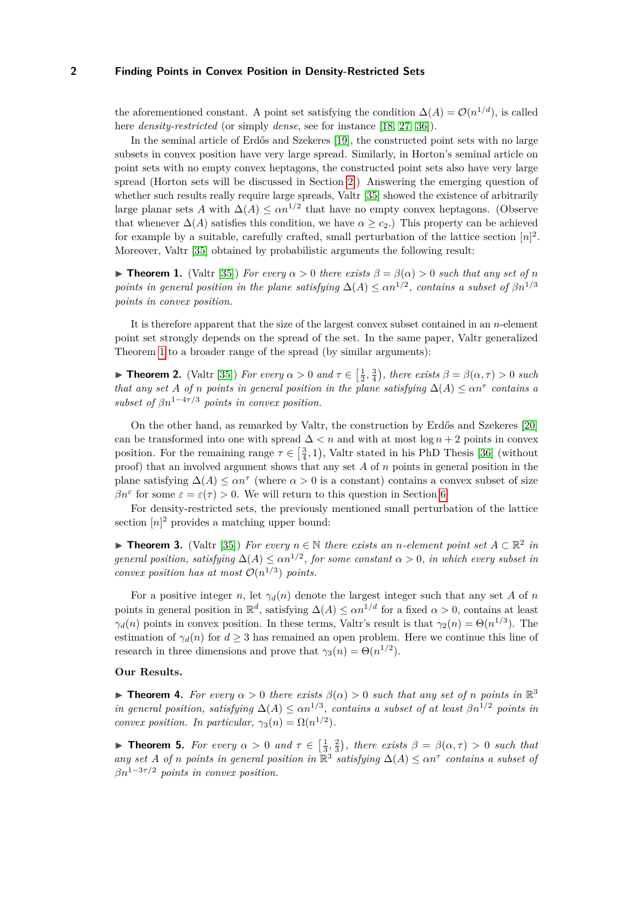the aforementioned constant. A point set satisfying the condition $\Delta(A) = \mathcal{O}(n^{1/d})$, is called here *density-restricted* (or simply *dense*, see for instance [18, 27, 36]).

In the seminal article of Erdős and Szekeres [19], the constructed point sets with no large subsets in convex position have very large spread. Similarly, in Horton's seminal article on point sets with no empty convex heptagons, the constructed point sets also have very large spread (Horton sets will be discussed in Section 2.) Answering the emerging question of whether such results really require large spreads, Valtr [35] showed the existence of arbitrarily large planar sets $A$ with $\Delta(A) \leq \alpha n^{1/2}$ that have no empty convex heptagons. (Observe that whenever $\Delta(A)$ satisfies this condition, we have $\alpha \geq c_2$.) This property can be achieved for example by a suitable, carefully crafted, small perturbation of the lattice section $[n]^2$. Moreover, Valtr [35] obtained by probabilistic arguments the following result:

▶ **Theorem 1.** (Valtr [35]) *For every $\alpha > 0$ there exists $\beta = \beta(\alpha) > 0$ such that any set of $n$ points in general position in the plane satisfying $\Delta(A) \leq \alpha n^{1/2}$, contains a subset of $\beta n^{1/3}$ points in convex position.*

It is therefore apparent that the size of the largest convex subset contained in an $n$-element point set strongly depends on the spread of the set. In the same paper, Valtr generalized Theorem 1 to a broader range of the spread (by similar arguments):

▶ **Theorem 2.** (Valtr [35]) *For every $\alpha > 0$ and $\tau \in \left[\frac{1}{2}, \frac{3}{4}\right)$, there exists $\beta = \beta(\alpha, \tau) > 0$ such that any set $A$ of $n$ points in general position in the plane satisfying $\Delta(A) \leq \alpha n^{\tau}$ contains a subset of $\beta n^{1-4\tau/3}$ points in convex position.*

On the other hand, as remarked by Valtr, the construction by Erdős and Szekeres [20] can be transformed into one with spread $\Delta < n$ and with at most $\log n + 2$ points in convex position. For the remaining range $\tau \in \left[\frac{3}{4}, 1\right)$, Valtr stated in his PhD Thesis [36] (without proof) that an involved argument shows that any set $A$ of $n$ points in general position in the plane satisfying $\Delta(A) \leq \alpha n^{\tau}$ (where $\alpha > 0$ is a constant) contains a convex subset of size $\beta n^{\varepsilon}$ for some $\varepsilon = \varepsilon(\tau) > 0$. We will return to this question in Section 6.

For density-restricted sets, the previously mentioned small perturbation of the lattice section $[n]^2$ provides a matching upper bound:

▶ **Theorem 3.** (Valtr [35]) *For every $n \in \mathbb{N}$ there exists an $n$-element point set $A \subset \mathbb{R}^2$ in general position, satisfying $\Delta(A) \leq \alpha n^{1/2}$, for some constant $\alpha > 0$, in which every subset in convex position has at most $\mathcal{O}(n^{1/3})$ points.*

For a positive integer $n$, let $\gamma_d(n)$ denote the largest integer such that any set $A$ of $n$ points in general position in $\mathbb{R}^d$, satisfying $\Delta(A) \leq \alpha n^{1/d}$ for a fixed $\alpha > 0$, contains at least $\gamma_d(n)$ points in convex position. In these terms, Valtr's result is that $\gamma_2(n) = \Theta(n^{1/3})$. The estimation of $\gamma_d(n)$ for $d \geq 3$ has remained an open problem. Here we continue this line of research in three dimensions and prove that $\gamma_3(n) = \Theta(n^{1/2})$.

**Our Results.**

▶ **Theorem 4.** *For every $\alpha > 0$ there exists $\beta(\alpha) > 0$ such that any set of $n$ points in $\mathbb{R}^3$ in general position, satisfying $\Delta(A) \leq \alpha n^{1/3}$, contains a subset of at least $\beta n^{1/2}$ points in convex position. In particular, $\gamma_3(n) = \Omega(n^{1/2})$.*

▶ **Theorem 5.** *For every $\alpha > 0$ and $\tau \in \left[\frac{1}{3}, \frac{2}{3}\right)$, there exists $\beta = \beta(\alpha, \tau) > 0$ such that any set $A$ of $n$ points in general position in $\mathbb{R}^3$ satisfying $\Delta(A) \leq \alpha n^{\tau}$ contains a subset of $\beta n^{1-3\tau/2}$ points in convex position.*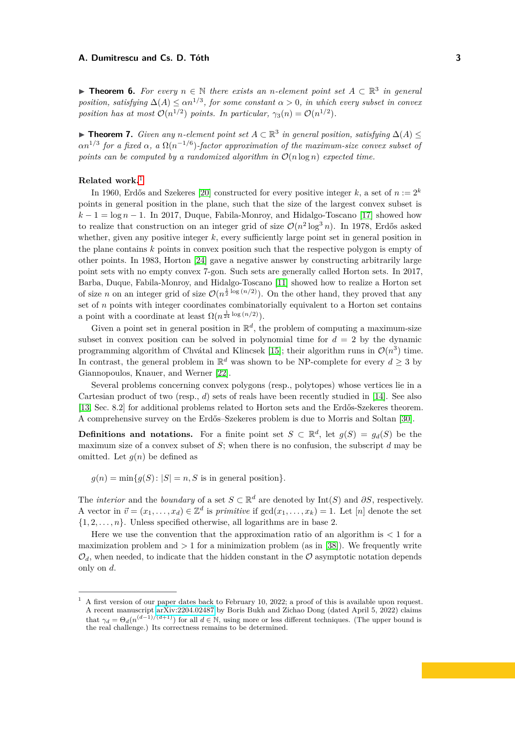▶ **Theorem 6.** *For every $n \in \mathbb{N}$ there exists an $n$-element point set $A \subset \mathbb{R}^3$ in general position, satisfying $\Delta(A) \leq \alpha n^{1/3}$, for some constant $\alpha > 0$, in which every subset in convex position has at most $\mathcal{O}(n^{1/2})$ points. In particular, $\gamma_3(n) = \mathcal{O}(n^{1/2})$.*

▶ **Theorem 7.** *Given any $n$-element point set $A \subset \mathbb{R}^3$ in general position, satisfying $\Delta(A) \leq \alpha n^{1/3}$ for a fixed $\alpha$, a $\Omega(n^{-1/6})$-factor approximation of the maximum-size convex subset of points can be computed by a randomized algorithm in $\mathcal{O}(n \log n)$ expected time.*

**Related work.**[1]

In 1960, Erdős and Szekeres [20] constructed for every positive integer $k$, a set of $n := 2^k$ points in general position in the plane, such that the size of the largest convex subset is $k - 1 = \log n - 1$. In 2017, Duque, Fabila-Monroy, and Hidalgo-Toscano [17] showed how to realize that construction on an integer grid of size $\mathcal{O}(n^2 \log^3 n)$. In 1978, Erdős asked whether, given any positive integer $k$, every sufficiently large point set in general position in the plane contains $k$ points in convex position such that the respective polygon is empty of other points. In 1983, Horton [24] gave a negative answer by constructing arbitrarily large point sets with no empty convex 7-gon. Such sets are generally called Horton sets. In 2017, Barba, Duque, Fabila-Monroy, and Hidalgo-Toscano [11] showed how to realize a Horton set of size $n$ on an integer grid of size $\mathcal{O}(n^{\frac{1}{2}\log(n/2)})$. On the other hand, they proved that any set of $n$ points with integer coordinates combinatorially equivalent to a Horton set contains a point with a coordinate at least $\Omega(n^{\frac{1}{24}\log(n/2)})$.

Given a point set in general position in $\mathbb{R}^d$, the problem of computing a maximum-size subset in convex position can be solved in polynomial time for $d = 2$ by the dynamic programming algorithm of Chvátal and Klincsek [15]; their algorithm runs in $\mathcal{O}(n^3)$ time. In contrast, the general problem in $\mathbb{R}^d$ was shown to be NP-complete for every $d \geq 3$ by Giannopoulos, Knauer, and Werner [22].

Several problems concerning convex polygons (resp., polytopes) whose vertices lie in a Cartesian product of two (resp., $d$) sets of reals have been recently studied in [14]. See also [13, Sec. 8.2] for additional problems related to Horton sets and the Erdős-Szekeres theorem. A comprehensive survey on the Erdős–Szekeres problem is due to Morris and Soltan [30].

**Definitions and notations.** For a finite point set $S \subset \mathbb{R}^d$, let $g(S) = g_d(S)$ be the maximum size of a convex subset of $S$; when there is no confusion, the subscript $d$ may be omitted. Let $g(n)$ be defined as

$$g(n) = \min\{g(S) \colon |S| = n, S \text{ is in general position}\}.$$

The *interior* and the *boundary* of a set $S \subset \mathbb{R}^d$ are denoted by $\mathrm{Int}(S)$ and $\partial S$, respectively. A vector in $\vec{v} = (x_1, \ldots, x_d) \in \mathbb{Z}^d$ is *primitive* if $\gcd(x_1, \ldots, x_k) = 1$. Let $[n]$ denote the set $\{1, 2, \ldots, n\}$. Unless specified otherwise, all logarithms are in base 2.

Here we use the convention that the approximation ratio of an algorithm is $< 1$ for a maximization problem and $> 1$ for a minimization problem (as in [38]). We frequently write $\mathcal{O}_d$, when needed, to indicate that the hidden constant in the $\mathcal{O}$ asymptotic notation depends only on $d$.

---

[1] A first version of our paper dates back to February 10, 2022; a proof of this is available upon request. A recent manuscript arXiv:2204.02487 by Boris Bukh and Zichao Dong (dated April 5, 2022) claims that $\gamma_d = \Theta_d(n^{(d-1)/(d+1)})$ for all $d \in \mathbb{N}$, using more or less different techniques. (The upper bound is the real challenge.) Its correctness remains to be determined.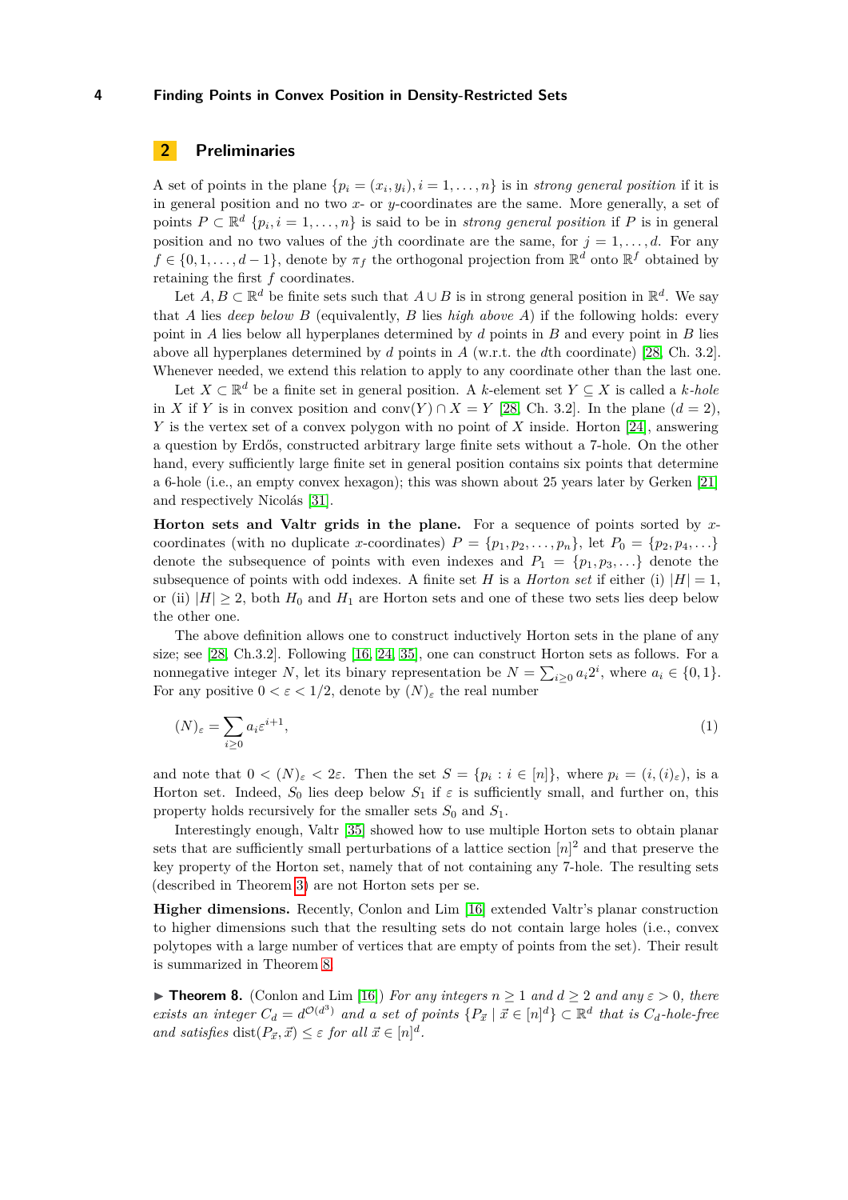## 2 Preliminaries

A set of points in the plane $\{p_i = (x_i, y_i), i = 1, \ldots, n\}$ is in *strong general position* if it is in general position and no two $x$- or $y$-coordinates are the same. More generally, a set of points $P \subset \mathbb{R}^d$ $\{p_i, i = 1, \ldots, n\}$ is said to be in *strong general position* if $P$ is in general position and no two values of the $j$th coordinate are the same, for $j = 1, \ldots, d$. For any $f \in \{0, 1, \ldots, d-1\}$, denote by $\pi_f$ the orthogonal projection from $\mathbb{R}^d$ onto $\mathbb{R}^f$ obtained by retaining the first $f$ coordinates.

Let $A, B \subset \mathbb{R}^d$ be finite sets such that $A \cup B$ is in strong general position in $\mathbb{R}^d$. We say that $A$ lies *deep below* $B$ (equivalently, $B$ lies *high above* $A$) if the following holds: every point in $A$ lies below all hyperplanes determined by $d$ points in $B$ and every point in $B$ lies above all hyperplanes determined by $d$ points in $A$ (w.r.t. the $d$th coordinate) [28, Ch. 3.2]. Whenever needed, we extend this relation to apply to any coordinate other than the last one.

Let $X \subset \mathbb{R}^d$ be a finite set in general position. A $k$-element set $Y \subseteq X$ is called a $k$-*hole* in $X$ if $Y$ is in convex position and $\mathrm{conv}(Y) \cap X = Y$ [28, Ch. 3.2]. In the plane ($d = 2$), $Y$ is the vertex set of a convex polygon with no point of $X$ inside. Horton [24], answering a question by Erdős, constructed arbitrary large finite sets without a 7-hole. On the other hand, every sufficiently large finite set in general position contains six points that determine a 6-hole (i.e., an empty convex hexagon); this was shown about 25 years later by Gerken [21] and respectively Nicolás [31].

**Horton sets and Valtr grids in the plane.** For a sequence of points sorted by $x$-coordinates (with no duplicate $x$-coordinates) $P = \{p_1, p_2, \ldots, p_n\}$, let $P_0 = \{p_2, p_4, \ldots\}$ denote the subsequence of points with even indexes and $P_1 = \{p_1, p_3, \ldots\}$ denote the subsequence of points with odd indexes. A finite set $H$ is a *Horton set* if either (i) $|H| = 1$, or (ii) $|H| \geq 2$, both $H_0$ and $H_1$ are Horton sets and one of these two sets lies deep below the other one.

The above definition allows one to construct inductively Horton sets in the plane of any size; see [28, Ch.3.2]. Following [16, 24, 35], one can construct Horton sets as follows. For a nonnegative integer $N$, let its binary representation be $N = \sum_{i \geq 0} a_i 2^i$, where $a_i \in \{0, 1\}$. For any positive $0 < \varepsilon < 1/2$, denote by $(N)_\varepsilon$ the real number

$$(N)_\varepsilon = \sum_{i \geq 0} a_i \varepsilon^{i+1}, \tag{1}$$

and note that $0 < (N)_\varepsilon < 2\varepsilon$. Then the set $S = \{p_i : i \in [n]\}$, where $p_i = (i, (i)_\varepsilon)$, is a Horton set. Indeed, $S_0$ lies deep below $S_1$ if $\varepsilon$ is sufficiently small, and further on, this property holds recursively for the smaller sets $S_0$ and $S_1$.

Interestingly enough, Valtr [35] showed how to use multiple Horton sets to obtain planar sets that are sufficiently small perturbations of a lattice section $[n]^2$ and that preserve the key property of the Horton set, namely that of not containing any 7-hole. The resulting sets (described in Theorem 3) are not Horton sets per se.

**Higher dimensions.** Recently, Conlon and Lim [16] extended Valtr's planar construction to higher dimensions such that the resulting sets do not contain large holes (i.e., convex polytopes with a large number of vertices that are empty of points from the set). Their result is summarized in Theorem 8.

▶ **Theorem 8.** (Conlon and Lim [16]) *For any integers $n \geq 1$ and $d \geq 2$ and any $\varepsilon > 0$, there exists an integer $C_d = d^{O(d^3)}$ and a set of points $\{P_{\vec{x}} \mid \vec{x} \in [n]^d\} \subset \mathbb{R}^d$ that is $C_d$-hole-free and satisfies $\mathrm{dist}(P_{\vec{x}}, \vec{x}) \leq \varepsilon$ for all $\vec{x} \in [n]^d$.*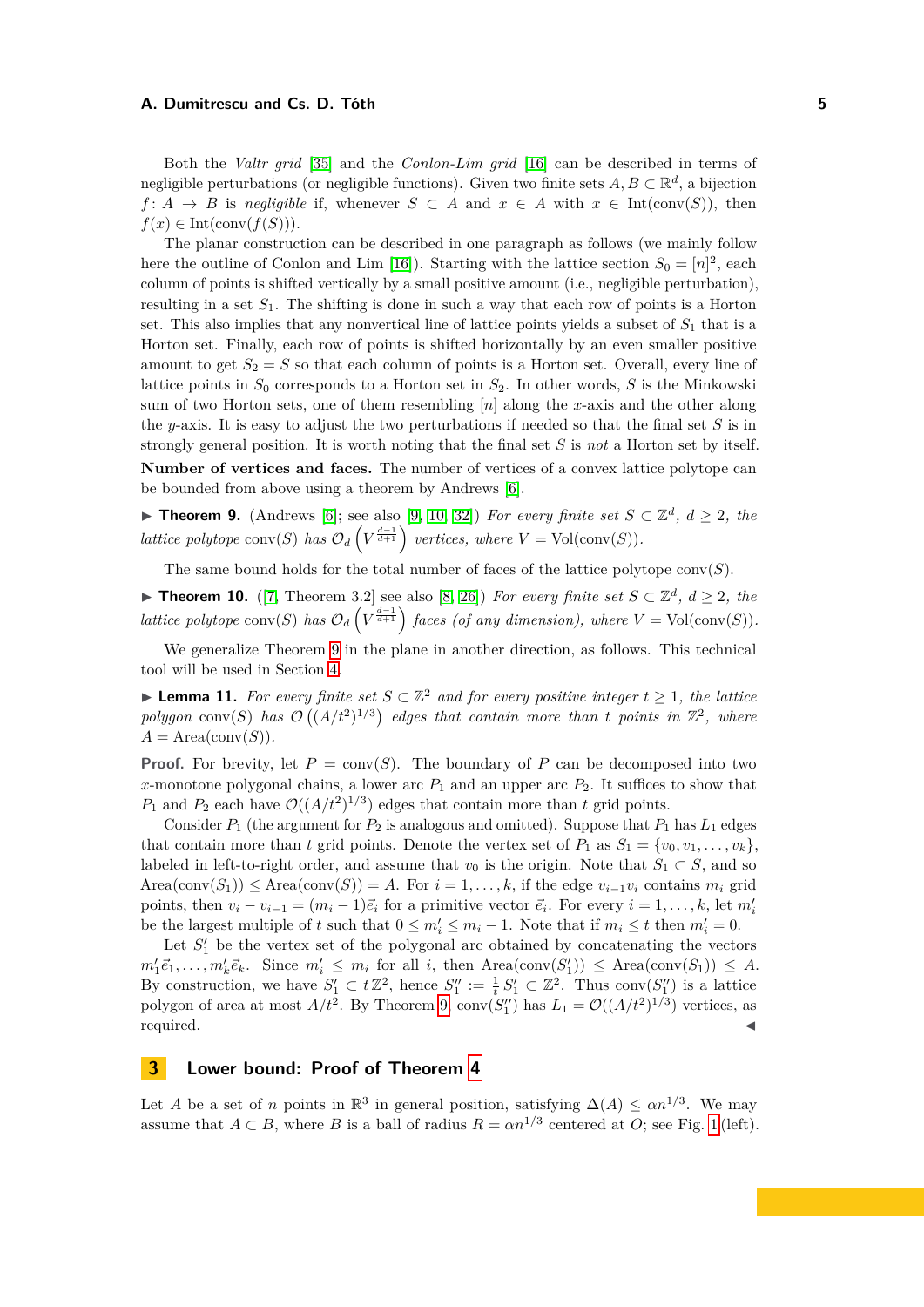Both the *Valtr grid* [35] and the *Conlon-Lim grid* [16] can be described in terms of negligible perturbations (or negligible functions). Given two finite sets $A, B \subset \mathbb{R}^d$, a bijection $f\colon A \to B$ is *negligible* if, whenever $S \subset A$ and $x \in A$ with $x \in \mathrm{Int}(\mathrm{conv}(S))$, then $f(x) \in \mathrm{Int}(\mathrm{conv}(f(S)))$.

The planar construction can be described in one paragraph as follows (we mainly follow here the outline of Conlon and Lim [16]). Starting with the lattice section $S_0 = [n]^2$, each column of points is shifted vertically by a small positive amount (i.e., negligible perturbation), resulting in a set $S_1$. The shifting is done in such a way that each row of points is a Horton set. This also implies that any nonvertical line of lattice points yields a subset of $S_1$ that is a Horton set. Finally, each row of points is shifted horizontally by an even smaller positive amount to get $S_2 = S$ so that each column of points is a Horton set. Overall, every line of lattice points in $S_0$ corresponds to a Horton set in $S_2$. In other words, $S$ is the Minkowski sum of two Horton sets, one of them resembling $[n]$ along the $x$-axis and the other along the $y$-axis. It is easy to adjust the two perturbations if needed so that the final set $S$ is in strongly general position. It is worth noting that the final set $S$ is *not* a Horton set by itself.

**Number of vertices and faces.** The number of vertices of a convex lattice polytope can be bounded from above using a theorem by Andrews [6].

▶ **Theorem 9.** (Andrews [6]; see also [9, 10, 32]) *For every finite set $S \subset \mathbb{Z}^d$, $d \geq 2$, the lattice polytope $\mathrm{conv}(S)$ has $\mathcal{O}_d\left(V^{\frac{d-1}{d+1}}\right)$ vertices, where $V = \mathrm{Vol}(\mathrm{conv}(S))$.*

The same bound holds for the total number of faces of the lattice polytope $\mathrm{conv}(S)$.

▶ **Theorem 10.** ([7, Theorem 3.2] see also [8, 26]) *For every finite set $S \subset \mathbb{Z}^d$, $d \geq 2$, the lattice polytope $\mathrm{conv}(S)$ has $\mathcal{O}_d\left(V^{\frac{d-1}{d+1}}\right)$ faces (of any dimension), where $V = \mathrm{Vol}(\mathrm{conv}(S))$.*

We generalize Theorem 9 in the plane in another direction, as follows. This technical tool will be used in Section 4.

▶ **Lemma 11.** *For every finite set $S \subset \mathbb{Z}^2$ and for every positive integer $t \geq 1$, the lattice polygon $\mathrm{conv}(S)$ has $\mathcal{O}\left((A/t^2)^{1/3}\right)$ edges that contain more than $t$ points in $\mathbb{Z}^2$, where $A = \mathrm{Area}(\mathrm{conv}(S))$.*

**Proof.** For brevity, let $P = \mathrm{conv}(S)$. The boundary of $P$ can be decomposed into two $x$-monotone polygonal chains, a lower arc $P_1$ and an upper arc $P_2$. It suffices to show that $P_1$ and $P_2$ each have $\mathcal{O}((A/t^2)^{1/3})$ edges that contain more than $t$ grid points.

Consider $P_1$ (the argument for $P_2$ is analogous and omitted). Suppose that $P_1$ has $L_1$ edges that contain more than $t$ grid points. Denote the vertex set of $P_1$ as $S_1 = \{v_0, v_1, \ldots, v_k\}$, labeled in left-to-right order, and assume that $v_0$ is the origin. Note that $S_1 \subset S$, and so $\mathrm{Area}(\mathrm{conv}(S_1)) \leq \mathrm{Area}(\mathrm{conv}(S)) = A$. For $i = 1, \ldots, k$, if the edge $v_{i-1}v_i$ contains $m_i$ grid points, then $v_i - v_{i-1} = (m_i - 1)\vec{e}_i$ for a primitive vector $\vec{e}_i$. For every $i = 1, \ldots, k$, let $m'_i$ be the largest multiple of $t$ such that $0 \leq m'_i \leq m_i - 1$. Note that if $m_i \leq t$ then $m'_i = 0$.

Let $S'_1$ be the vertex set of the polygonal arc obtained by concatenating the vectors $m'_1\vec{e}_1, \ldots, m'_k\vec{e}_k$. Since $m'_i \leq m_i$ for all $i$, then $\mathrm{Area}(\mathrm{conv}(S'_1)) \leq \mathrm{Area}(\mathrm{conv}(S_1)) \leq A$. By construction, we have $S'_1 \subset t\mathbb{Z}^2$, hence $S''_1 := \frac{1}{t}S'_1 \subset \mathbb{Z}^2$. Thus $\mathrm{conv}(S''_1)$ is a lattice polygon of area at most $A/t^2$. By Theorem 9, $\mathrm{conv}(S''_1)$ has $L_1 = \mathcal{O}((A/t^2)^{1/3})$ vertices, as required. ◀

## 3 Lower bound: Proof of Theorem 4

Let $A$ be a set of $n$ points in $\mathbb{R}^3$ in general position, satisfying $\Delta(A) \leq \alpha n^{1/3}$. We may assume that $A \subset B$, where $B$ is a ball of radius $R = \alpha n^{1/3}$ centered at $O$; see Fig. 1(left).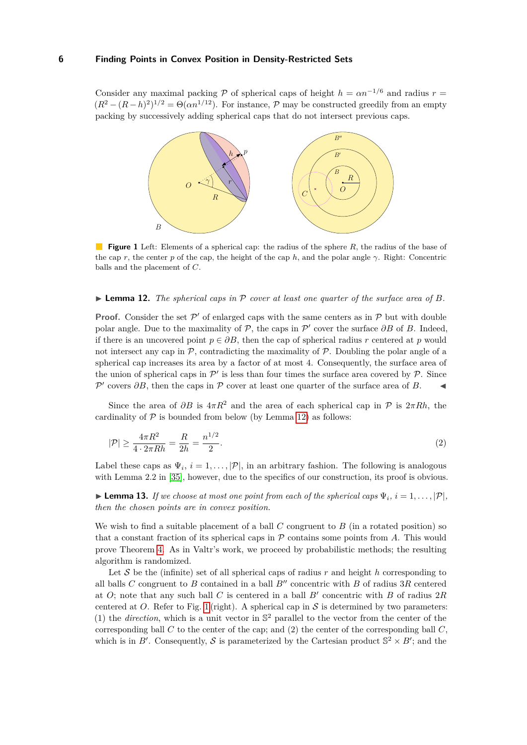Consider any maximal packing $\mathcal{P}$ of spherical caps of height $h = \alpha n^{-1/6}$ and radius $r = (R^2 - (R-h)^2)^{1/2} = \Theta(\alpha n^{1/12})$. For instance, $\mathcal{P}$ may be constructed greedily from an empty packing by successively adding spherical caps that do not intersect previous caps.

$B''$

$B'$

$B$

$R$

$O$

$C$

$h$

$p$

$\gamma$

$r$

$R$

$O$

$B$

**Figure 1** Left: Elements of a spherical cap: the radius of the sphere $R$, the radius of the base of the cap $r$, the center $p$ of the cap, the height of the cap $h$, and the polar angle $\gamma$. Right: Concentric balls and the placement of $C$.

▶ **Lemma 12.** *The spherical caps in $\mathcal{P}$ cover at least one quarter of the surface area of $B$.*

**Proof.** Consider the set $\mathcal{P}'$ of enlarged caps with the same centers as in $\mathcal{P}$ but with double polar angle. Due to the maximality of $\mathcal{P}$, the caps in $\mathcal{P}'$ cover the surface $\partial B$ of $B$. Indeed, if there is an uncovered point $p \in \partial B$, then the cap of spherical radius $r$ centered at $p$ would not intersect any cap in $\mathcal{P}$, contradicting the maximality of $\mathcal{P}$. Doubling the polar angle of a spherical cap increases its area by a factor of at most 4. Consequently, the surface area of the union of spherical caps in $\mathcal{P}'$ is less than four times the surface area covered by $\mathcal{P}$. Since $\mathcal{P}'$ covers $\partial B$, then the caps in $\mathcal{P}$ cover at least one quarter of the surface area of $B$. ◀

Since the area of $\partial B$ is $4\pi R^2$ and the area of each spherical cap in $\mathcal{P}$ is $2\pi Rh$, the cardinality of $\mathcal{P}$ is bounded from below (by Lemma 12) as follows:

$$|\mathcal{P}| \geq \frac{4\pi R^2}{4 \cdot 2\pi Rh} = \frac{R}{2h} = \frac{n^{1/2}}{2}. \tag{2}$$

Label these caps as $\Psi_i$, $i = 1, \ldots, |\mathcal{P}|$, in an arbitrary fashion. The following is analogous with Lemma 2.2 in [35], however, due to the specifics of our construction, its proof is obvious.

▶ **Lemma 13.** *If we choose at most one point from each of the spherical caps $\Psi_i$, $i = 1, \ldots, |\mathcal{P}|$, then the chosen points are in convex position.*

We wish to find a suitable placement of a ball $C$ congruent to $B$ (in a rotated position) so that a constant fraction of its spherical caps in $\mathcal{P}$ contains some points from $A$. This would prove Theorem 4. As in Valtr's work, we proceed by probabilistic methods; the resulting algorithm is randomized.

Let $\mathcal{S}$ be the (infinite) set of all spherical caps of radius $r$ and height $h$ corresponding to all balls $C$ congruent to $B$ contained in a ball $B''$ concentric with $B$ of radius $3R$ centered at $O$; note that any such ball $C$ is centered in a ball $B'$ concentric with $B$ of radius $2R$ centered at $O$. Refer to Fig. 1(right). A spherical cap in $\mathcal{S}$ is determined by two parameters: (1) the *direction*, which is a unit vector in $\mathbb{S}^2$ parallel to the vector from the center of the corresponding ball $C$ to the center of the cap; and (2) the center of the corresponding ball $C$, which is in $B'$. Consequently, $\mathcal{S}$ is parameterized by the Cartesian product $\mathbb{S}^2 \times B'$; and the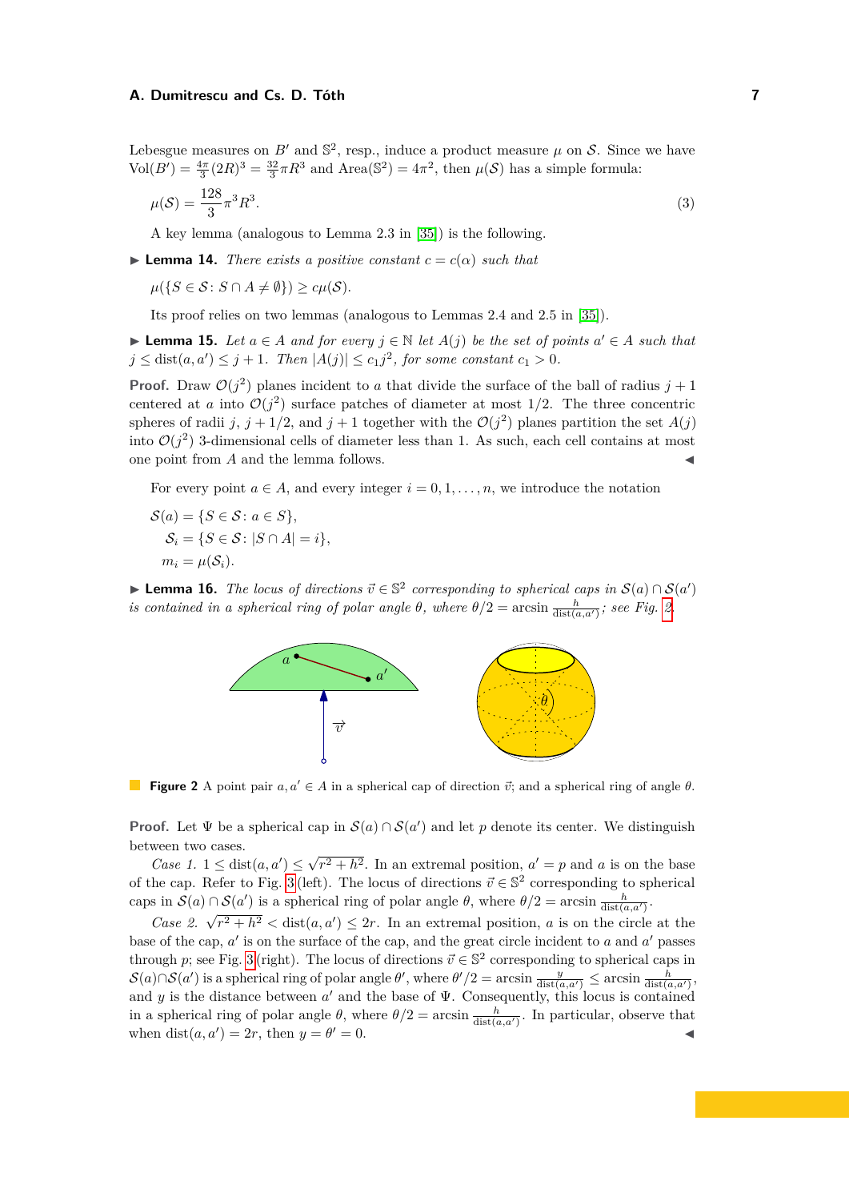Lebesgue measures on $B'$ and $\mathbb{S}^2$, resp., induce a product measure $\mu$ on $\mathcal{S}$. Since we have $\mathrm{Vol}(B') = \frac{4\pi}{3}(2R)^3 = \frac{32}{3}\pi R^3$ and $\mathrm{Area}(\mathbb{S}^2) = 4\pi^2$, then $\mu(\mathcal{S})$ has a simple formula:

$$\mu(\mathcal{S}) = \frac{128}{3}\pi^3 R^3. \tag{3}$$

A key lemma (analogous to Lemma 2.3 in [35]) is the following.

▶ **Lemma 14.** *There exists a positive constant $c = c(\alpha)$ such that*

$$\mu(\{S \in \mathcal{S} \colon S \cap A \neq \emptyset\}) \geq c\mu(\mathcal{S}).$$

Its proof relies on two lemmas (analogous to Lemmas 2.4 and 2.5 in [35]).

▶ **Lemma 15.** *Let $a \in A$ and for every $j \in \mathbb{N}$ let $A(j)$ be the set of points $a' \in A$ such that $j \leq \mathrm{dist}(a, a') \leq j+1$. Then $|A(j)| \leq c_1 j^2$, for some constant $c_1 > 0$.*

**Proof.** Draw $\mathcal{O}(j^2)$ planes incident to $a$ that divide the surface of the ball of radius $j+1$ centered at $a$ into $\mathcal{O}(j^2)$ surface patches of diameter at most $1/2$. The three concentric spheres of radii $j$, $j+1/2$, and $j+1$ together with the $\mathcal{O}(j^2)$ planes partition the set $A(j)$ into $\mathcal{O}(j^2)$ 3-dimensional cells of diameter less than 1. As such, each cell contains at most one point from $A$ and the lemma follows. ◀

For every point $a \in A$, and every integer $i = 0, 1, \ldots, n$, we introduce the notation

$$\mathcal{S}(a) = \{S \in \mathcal{S} \colon a \in S\},$$
$$\mathcal{S}_i = \{S \in \mathcal{S} \colon |S \cap A| = i\},$$
$$m_i = \mu(\mathcal{S}_i).$$

▶ **Lemma 16.** *The locus of directions $\vec{v} \in \mathbb{S}^2$ corresponding to spherical caps in $\mathcal{S}(a) \cap \mathcal{S}(a')$ is contained in a spherical ring of polar angle $\theta$, where $\theta/2 = \arcsin \frac{h}{\mathrm{dist}(a,a')}$; see Fig. 2.*

a
a'
$\vec{v}$
$\theta$

**Figure 2** A point pair $a, a' \in A$ in a spherical cap of direction $\vec{v}$; and a spherical ring of angle $\theta$.

**Proof.** Let $\Psi$ be a spherical cap in $\mathcal{S}(a) \cap \mathcal{S}(a')$ and let $p$ denote its center. We distinguish between two cases.

*Case 1.* $1 \leq \mathrm{dist}(a, a') \leq \sqrt{r^2 + h^2}$. In an extremal position, $a' = p$ and $a$ is on the base of the cap. Refer to Fig. 3(left). The locus of directions $\vec{v} \in \mathbb{S}^2$ corresponding to spherical caps in $\mathcal{S}(a) \cap \mathcal{S}(a')$ is a spherical ring of polar angle $\theta$, where $\theta/2 = \arcsin \frac{h}{\mathrm{dist}(a,a')}$.

*Case 2.* $\sqrt{r^2 + h^2} < \mathrm{dist}(a, a') \leq 2r$. In an extremal position, $a$ is on the circle at the base of the cap, $a'$ is on the surface of the cap, and the great circle incident to $a$ and $a'$ passes through $p$; see Fig. 3(right). The locus of directions $\vec{v} \in \mathbb{S}^2$ corresponding to spherical caps in $\mathcal{S}(a) \cap \mathcal{S}(a')$ is a spherical ring of polar angle $\theta'$, where $\theta'/2 = \arcsin \frac{y}{\mathrm{dist}(a,a')} \leq \arcsin \frac{h}{\mathrm{dist}(a,a')}$, and $y$ is the distance between $a'$ and the base of $\Psi$. Consequently, this locus is contained in a spherical ring of polar angle $\theta$, where $\theta/2 = \arcsin \frac{h}{\mathrm{dist}(a,a')}$. In particular, observe that when $\mathrm{dist}(a, a') = 2r$, then $y = \theta' = 0$. ◀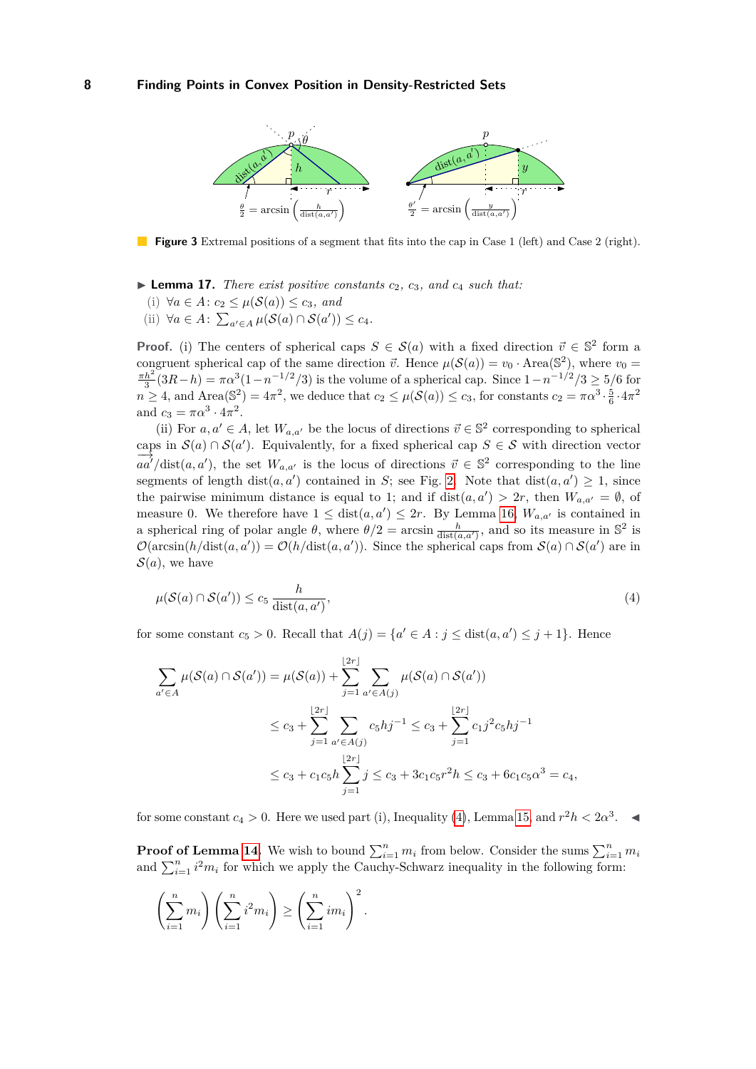p

$\theta$

$\mathrm{dist}(a,a')$

$h$

$r$

$\frac{\theta}{2} = \arcsin\left(\frac{h}{\mathrm{dist}(a,a')}\right)$

p

$\mathrm{dist}(a,a')$

$y$

$r$

$\frac{\theta'}{2} = \arcsin\left(\frac{y}{\mathrm{dist}(a,a')}\right)$

**Figure 3** Extremal positions of a segment that fits into the cap in Case 1 (left) and Case 2 (right).

▶ **Lemma 17.** *There exist positive constants $c_2$, $c_3$, and $c_4$ such that:*

(i) $\forall a \in A$: $c_2 \le \mu(\mathcal{S}(a)) \le c_3$, *and*

(ii) $\forall a \in A$: $\sum_{a' \in A} \mu(\mathcal{S}(a) \cap \mathcal{S}(a')) \le c_4$.

**Proof.** (i) The centers of spherical caps $S \in \mathcal{S}(a)$ with a fixed direction $\vec{v} \in \mathbb{S}^2$ form a congruent spherical cap of the same direction $\vec{v}$. Hence $\mu(\mathcal{S}(a)) = v_0 \cdot \mathrm{Area}(\mathbb{S}^2)$, where $v_0 = \frac{\pi h^2}{3}(3R-h) = \pi\alpha^3(1-n^{-1/2}/3)$ is the volume of a spherical cap. Since $1-n^{-1/2}/3 \ge 5/6$ for $n \ge 4$, and $\mathrm{Area}(\mathbb{S}^2) = 4\pi^2$, we deduce that $c_2 \le \mu(\mathcal{S}(a)) \le c_3$, for constants $c_2 = \pi\alpha^3 \cdot \frac{5}{6} \cdot 4\pi^2$ and $c_3 = \pi\alpha^3 \cdot 4\pi^2$.

(ii) For $a, a' \in A$, let $W_{a,a'}$ be the locus of directions $\vec{v} \in \mathbb{S}^2$ corresponding to spherical caps in $\mathcal{S}(a) \cap \mathcal{S}(a')$. Equivalently, for a fixed spherical cap $S \in \mathcal{S}$ with direction vector $\overrightarrow{aa'}/\mathrm{dist}(a,a')$, the set $W_{a,a'}$ is the locus of directions $\vec{v} \in \mathbb{S}^2$ corresponding to the line segments of length $\mathrm{dist}(a,a')$ contained in $S$; see Fig. 2. Note that $\mathrm{dist}(a,a') \ge 1$, since the pairwise minimum distance is equal to 1; and if $\mathrm{dist}(a,a') > 2r$, then $W_{a,a'} = \emptyset$, of measure 0. We therefore have $1 \le \mathrm{dist}(a,a') \le 2r$. By Lemma 16, $W_{a,a'}$ is contained in a spherical ring of polar angle $\theta$, where $\theta/2 = \arcsin \frac{h}{\mathrm{dist}(a,a')}$, and so its measure in $\mathbb{S}^2$ is $\mathcal{O}(\arcsin(h/\mathrm{dist}(a,a'))) = \mathcal{O}(h/\mathrm{dist}(a,a'))$. Since the spherical caps from $\mathcal{S}(a) \cap \mathcal{S}(a')$ are in $\mathcal{S}(a)$, we have

$$\mu(\mathcal{S}(a) \cap \mathcal{S}(a')) \le c_5 \frac{h}{\mathrm{dist}(a,a')}, \tag{4}$$

for some constant $c_5 > 0$. Recall that $A(j) = \{a' \in A : j \le \mathrm{dist}(a,a') \le j+1\}$. Hence

$$\begin{aligned}
\sum_{a' \in A} \mu(\mathcal{S}(a) \cap \mathcal{S}(a')) &= \mu(\mathcal{S}(a)) + \sum_{j=1}^{\lfloor 2r \rfloor} \sum_{a' \in A(j)} \mu(\mathcal{S}(a) \cap \mathcal{S}(a')) \\
&\le c_3 + \sum_{j=1}^{\lfloor 2r \rfloor} \sum_{a' \in A(j)} c_5 h j^{-1} \le c_3 + \sum_{j=1}^{\lfloor 2r \rfloor} c_1 j^2 c_5 h j^{-1} \\
&\le c_3 + c_1 c_5 h \sum_{j=1}^{\lfloor 2r \rfloor} j \le c_3 + 3 c_1 c_5 r^2 h \le c_3 + 6 c_1 c_5 \alpha^3 = c_4,
\end{aligned}$$

for some constant $c_4 > 0$. Here we used part (i), Inequality (4), Lemma 15, and $r^2 h < 2\alpha^3$. ◀

**Proof of Lemma 14.** We wish to bound $\sum_{i=1}^n m_i$ from below. Consider the sums $\sum_{i=1}^n m_i$ and $\sum_{i=1}^n i^2 m_i$ for which we apply the Cauchy-Schwarz inequality in the following form:

$$\left(\sum_{i=1}^n m_i\right)\left(\sum_{i=1}^n i^2 m_i\right) \ge \left(\sum_{i=1}^n i m_i\right)^2.$$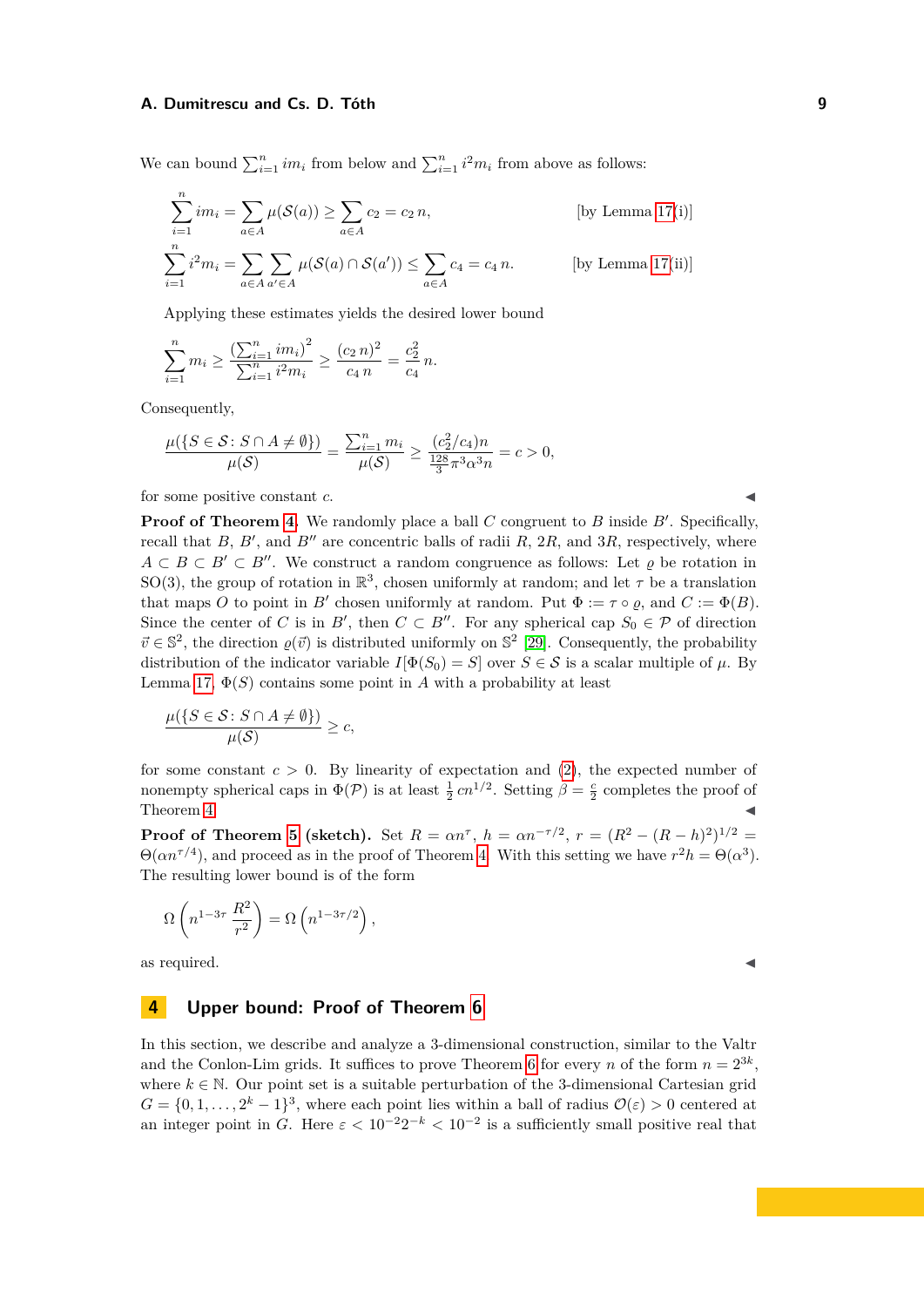We can bound $\sum_{i=1}^n i m_i$ from below and $\sum_{i=1}^n i^2 m_i$ from above as follows:

$$\sum_{i=1}^n i m_i = \sum_{a\in A} \mu(\mathcal{S}(a)) \geq \sum_{a\in A} c_2 = c_2\, n, \qquad \text{[by Lemma 17(i)]}$$

$$\sum_{i=1}^n i^2 m_i = \sum_{a\in A}\sum_{a'\in A} \mu(\mathcal{S}(a)\cap \mathcal{S}(a')) \leq \sum_{a\in A} c_4 = c_4\, n. \qquad \text{[by Lemma 17(ii)]}$$

Applying these estimates yields the desired lower bound

$$\sum_{i=1}^n m_i \geq \frac{\left(\sum_{i=1}^n i m_i\right)^2}{\sum_{i=1}^n i^2 m_i} \geq \frac{(c_2\, n)^2}{c_4\, n} = \frac{c_2^2}{c_4}\, n.$$

Consequently,

$$\frac{\mu(\{S\in\mathcal{S}\colon S\cap A\neq\emptyset\})}{\mu(\mathcal{S})} = \frac{\sum_{i=1}^n m_i}{\mu(\mathcal{S})} \geq \frac{(c_2^2/c_4)n}{\frac{128}{3}\pi^3\alpha^3 n} = c > 0,$$

for some positive constant $c$. ◀

**Proof of Theorem 4.** We randomly place a ball $C$ congruent to $B$ inside $B'$. Specifically, recall that $B$, $B'$, and $B''$ are concentric balls of radii $R$, $2R$, and $3R$, respectively, where $A \subset B \subset B' \subset B''$. We construct a random congruence as follows: Let $\varrho$ be rotation in $\mathrm{SO}(3)$, the group of rotation in $\mathbb{R}^3$, chosen uniformly at random; and let $\tau$ be a translation that maps $O$ to point in $B'$ chosen uniformly at random. Put $\Phi := \tau\circ\varrho$, and $C := \Phi(B)$. Since the center of $C$ is in $B'$, then $C \subset B''$. For any spherical cap $S_0 \in \mathcal{P}$ of direction $\vec{v} \in \mathbb{S}^2$, the direction $\varrho(\vec{v})$ is distributed uniformly on $\mathbb{S}^2$ [29]. Consequently, the probability distribution of the indicator variable $I[\Phi(S_0) = S]$ over $S \in \mathcal{S}$ is a scalar multiple of $\mu$. By Lemma 17, $\Phi(S)$ contains some point in $A$ with a probability at least

$$\frac{\mu(\{S\in\mathcal{S}\colon S\cap A\neq\emptyset\})}{\mu(\mathcal{S})} \geq c,$$

for some constant $c > 0$. By linearity of expectation and (2), the expected number of nonempty spherical caps in $\Phi(\mathcal{P})$ is at least $\frac{1}{2}cn^{1/2}$. Setting $\beta = \frac{c}{2}$ completes the proof of Theorem 4. ◀

**Proof of Theorem 5 (sketch).** Set $R = \alpha n^{\tau}$, $h = \alpha n^{-\tau/2}$, $r = (R^2 - (R-h)^2)^{1/2} = \Theta(\alpha n^{\tau/4})$, and proceed as in the proof of Theorem 4. With this setting we have $r^2 h = \Theta(\alpha^3)$. The resulting lower bound is of the form

$$\Omega\left(n^{1-3\tau}\frac{R^2}{r^2}\right) = \Omega\left(n^{1-3\tau/2}\right),$$

as required. ◀

## 4 Upper bound: Proof of Theorem 6

In this section, we describe and analyze a 3-dimensional construction, similar to the Valtr and the Conlon-Lim grids. It suffices to prove Theorem 6 for every $n$ of the form $n = 2^{3k}$, where $k \in \mathbb{N}$. Our point set is a suitable perturbation of the 3-dimensional Cartesian grid $G = \{0, 1, \ldots, 2^k - 1\}^3$, where each point lies within a ball of radius $\mathcal{O}(\varepsilon) > 0$ centered at an integer point in $G$. Here $\varepsilon < 10^{-2}2^{-k} < 10^{-2}$ is a sufficiently small positive real that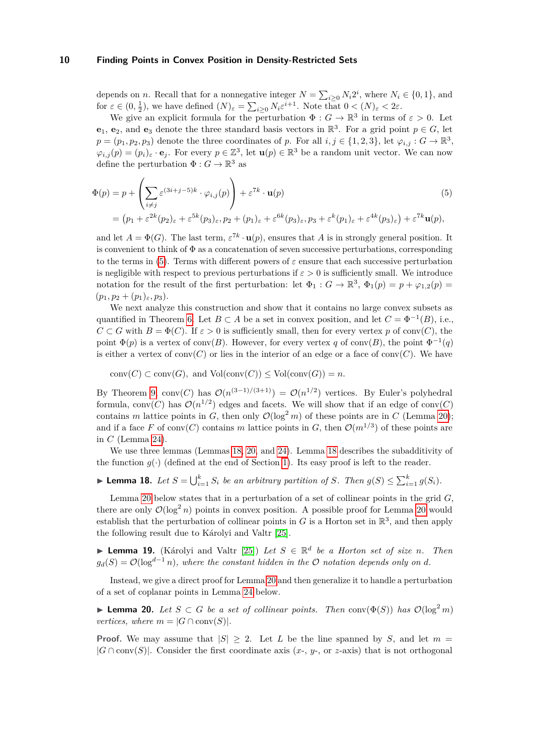depends on $n$. Recall that for a nonnegative integer $N = \sum_{i\geq 0} N_i 2^i$, where $N_i \in \{0,1\}$, and for $\varepsilon \in (0, \frac{1}{2})$, we have defined $(N)_\varepsilon = \sum_{i\geq 0} N_i \varepsilon^{i+1}$. Note that $0 < (N)_\varepsilon < 2\varepsilon$.

We give an explicit formula for the perturbation $\Phi : G \to \mathbb{R}^3$ in terms of $\varepsilon > 0$. Let $\mathbf{e}_1$, $\mathbf{e}_2$, and $\mathbf{e}_3$ denote the three standard basis vectors in $\mathbb{R}^3$. For a grid point $p \in G$, let $p = (p_1, p_2, p_3)$ denote the three coordinates of $p$. For all $i, j \in \{1, 2, 3\}$, let $\varphi_{i,j} : G \to \mathbb{R}^3$, $\varphi_{i,j}(p) = (p_i)_\varepsilon \cdot \mathbf{e}_j$. For every $p \in \mathbb{Z}^3$, let $\mathbf{u}(p) \in \mathbb{R}^3$ be a random unit vector. We can now define the perturbation $\Phi : G \to \mathbb{R}^3$ as

$$\Phi(p) = p + \left( \sum_{i \neq j} \varepsilon^{(3i+j-5)k} \cdot \varphi_{i,j}(p) \right) + \varepsilon^{7k} \cdot \mathbf{u}(p) \tag{5}$$
$$= \left(p_1 + \varepsilon^{2k}(p_2)_\varepsilon + \varepsilon^{5k}(p_3)_\varepsilon, p_2 + (p_1)_\varepsilon + \varepsilon^{6k}(p_3)_\varepsilon, p_3 + \varepsilon^{k}(p_1)_\varepsilon + \varepsilon^{4k}(p_3)_\varepsilon\right) + \varepsilon^{7k}\mathbf{u}(p),$$

and let $A = \Phi(G)$. The last term, $\varepsilon^{7k} \cdot \mathbf{u}(p)$, ensures that $A$ is in strongly general position. It is convenient to think of $\Phi$ as a concatenation of seven successive perturbations, corresponding to the terms in (5). Terms with different powers of $\varepsilon$ ensure that each successive perturbation is negligible with respect to previous perturbations if $\varepsilon > 0$ is sufficiently small. We introduce notation for the result of the first perturbation: let $\Phi_1 : G \to \mathbb{R}^3$, $\Phi_1(p) = p + \varphi_{1,2}(p) = (p_1, p_2 + (p_1)_\varepsilon, p_3)$.

We next analyze this construction and show that it contains no large convex subsets as quantified in Theorem 6. Let $B \subset A$ be a set in convex position, and let $C = \Phi^{-1}(B)$, i.e., $C \subset G$ with $B = \Phi(C)$. If $\varepsilon > 0$ is sufficiently small, then for every vertex $p$ of $\text{conv}(C)$, the point $\Phi(p)$ is a vertex of $\text{conv}(B)$. However, for every vertex $q$ of $\text{conv}(B)$, the point $\Phi^{-1}(q)$ is either a vertex of $\text{conv}(C)$ or lies in the interior of an edge or a face of $\text{conv}(C)$. We have

$$\text{conv}(C) \subset \text{conv}(G), \text{ and } \text{Vol}(\text{conv}(C)) \leq \text{Vol}(\text{conv}(G)) = n.$$

By Theorem 9, $\text{conv}(C)$ has $\mathcal{O}(n^{(3-1)/(3+1)}) = \mathcal{O}(n^{1/2})$ vertices. By Euler's polyhedral formula, $\text{conv}(C)$ has $\mathcal{O}(n^{1/2})$ edges and facets. We will show that if an edge of $\text{conv}(C)$ contains $m$ lattice points in $G$, then only $\mathcal{O}(\log^2 m)$ of these points are in $C$ (Lemma 20); and if a face $F$ of $\text{conv}(C)$ contains $m$ lattice points in $G$, then $\mathcal{O}(m^{1/3})$ of these points are in $C$ (Lemma 24).

We use three lemmas (Lemmas 18, 20, and 24). Lemma 18 describes the subadditivity of the function $g(\cdot)$ (defined at the end of Section 1). Its easy proof is left to the reader.

▶ **Lemma 18.** *Let $S = \bigcup_{i=1}^{k} S_i$ be an arbitrary partition of $S$. Then $g(S) \leq \sum_{i=1}^{k} g(S_i)$.*

Lemma 20 below states that in a perturbation of a set of collinear points in the grid $G$, there are only $\mathcal{O}(\log^2 n)$ points in convex position. A possible proof for Lemma 20 would establish that the perturbation of collinear points in $G$ is a Horton set in $\mathbb{R}^3$, and then apply the following result due to Károlyi and Valtr [25].

▶ **Lemma 19.** (Károlyi and Valtr [25]) *Let $S \in \mathbb{R}^d$ be a Horton set of size $n$. Then $g_d(S) = \mathcal{O}(\log^{d-1} n)$, where the constant hidden in the $\mathcal{O}$ notation depends only on $d$.*

Instead, we give a direct proof for Lemma 20 and then generalize it to handle a perturbation of a set of coplanar points in Lemma 24 below.

▶ **Lemma 20.** *Let $S \subset G$ be a set of collinear points. Then $\text{conv}(\Phi(S))$ has $\mathcal{O}(\log^2 m)$ vertices, where $m = |G \cap \text{conv}(S)|$.*

**Proof.** We may assume that $|S| \geq 2$. Let $L$ be the line spanned by $S$, and let $m = |G \cap \text{conv}(S)|$. Consider the first coordinate axis ($x$-, $y$-, or $z$-axis) that is not orthogonal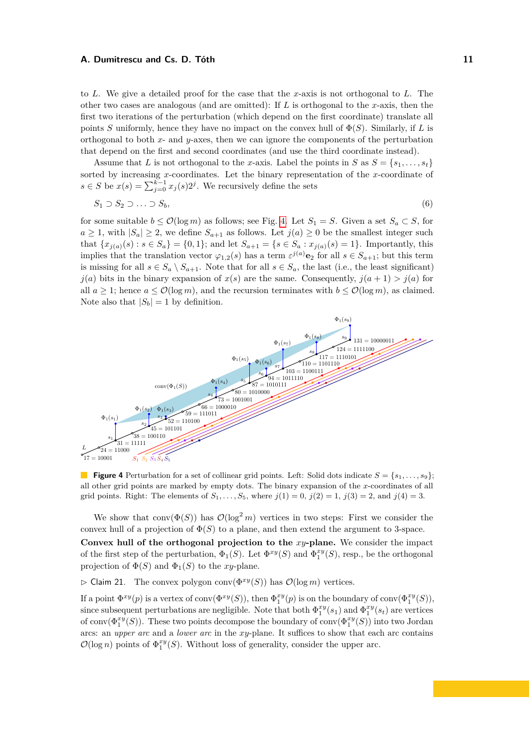to $L$. We give a detailed proof for the case that the $x$-axis is not orthogonal to $L$. The other two cases are analogous (and are omitted): If $L$ is orthogonal to the $x$-axis, then the first two iterations of the perturbation (which depend on the first coordinate) translate all points $S$ uniformly, hence they have no impact on the convex hull of $\Phi(S)$. Similarly, if $L$ is orthogonal to both $x$- and $y$-axes, then we can ignore the components of the perturbation that depend on the first and second coordinates (and use the third coordinate instead).

Assume that $L$ is not orthogonal to the $x$-axis. Label the points in $S$ as $S = \{s_1, \ldots, s_t\}$ sorted by increasing $x$-coordinates. Let the binary representation of the $x$-coordinate of $s \in S$ be $x(s) = \sum_{j=0}^{k-1} x_j(s) 2^j$. We recursively define the sets

$$S_1 \supset S_2 \supset \ldots \supset S_b, \tag{6}$$

for some suitable $b \leq \mathcal{O}(\log m)$ as follows; see Fig. 4. Let $S_1 = S$. Given a set $S_a \subset S$, for $a \geq 1$, with $|S_a| \geq 2$, we define $S_{a+1}$ as follows. Let $j(a) \geq 0$ be the smallest integer such that $\{x_{j(a)}(s) : s \in S_a\} = \{0, 1\}$; and let $S_{a+1} = \{s \in S_a : x_{j(a)}(s) = 1\}$. Importantly, this implies that the translation vector $\varphi_{1,2}(s)$ has a term $\varepsilon^{j(a)} \mathbf{e}_2$ for all $s \in S_{a+1}$; but this term is missing for all $s \in S_a \setminus S_{a+1}$. Note that for all $s \in S_a$, the last (i.e., the least significant) $j(a)$ bits in the binary expansion of $x(s)$ are the same. Consequently, $j(a+1) > j(a)$ for all $a \geq 1$; hence $a \leq \mathcal{O}(\log m)$, and the recursion terminates with $b \leq \mathcal{O}(\log m)$, as claimed. Note also that $|S_b| = 1$ by definition.

**Figure 4** Perturbation for a set of collinear grid points. Left: Solid dots indicate $S = \{s_1, \ldots, s_9\}$; all other grid points are marked by empty dots. The binary expansion of the $x$-coordinates of all grid points. Right: The elements of $S_1, \ldots, S_5$, where $j(1) = 0$, $j(2) = 1$, $j(3) = 2$, and $j(4) = 3$.

We show that $\text{conv}(\Phi(S))$ has $\mathcal{O}(\log^2 m)$ vertices in two steps: First we consider the convex hull of a projection of $\Phi(S)$ to a plane, and then extend the argument to 3-space.

**Convex hull of the orthogonal projection to the $xy$-plane.** We consider the impact of the first step of the perturbation, $\Phi_1(S)$. Let $\Phi^{xy}(S)$ and $\Phi_1^{xy}(S)$, resp., be the orthogonal projection of $\Phi(S)$ and $\Phi_1(S)$ to the $xy$-plane.

▷ Claim 21. The convex polygon $\text{conv}(\Phi^{xy}(S))$ has $\mathcal{O}(\log m)$ vertices.

If a point $\Phi^{xy}(p)$ is a vertex of $\text{conv}(\Phi^{xy}(S))$, then $\Phi_1^{xy}(p)$ is on the boundary of $\text{conv}(\Phi_1^{xy}(S))$, since subsequent perturbations are negligible. Note that both $\Phi_1^{xy}(s_1)$ and $\Phi_1^{xy}(s_t)$ are vertices of $\text{conv}(\Phi_1^{xy}(S))$. These two points decompose the boundary of $\text{conv}(\Phi_1^{xy}(S))$ into two Jordan arcs: an *upper arc* and a *lower arc* in the $xy$-plane. It suffices to show that each arc contains $\mathcal{O}(\log n)$ points of $\Phi_1^{xy}(S)$. Without loss of generality, consider the upper arc.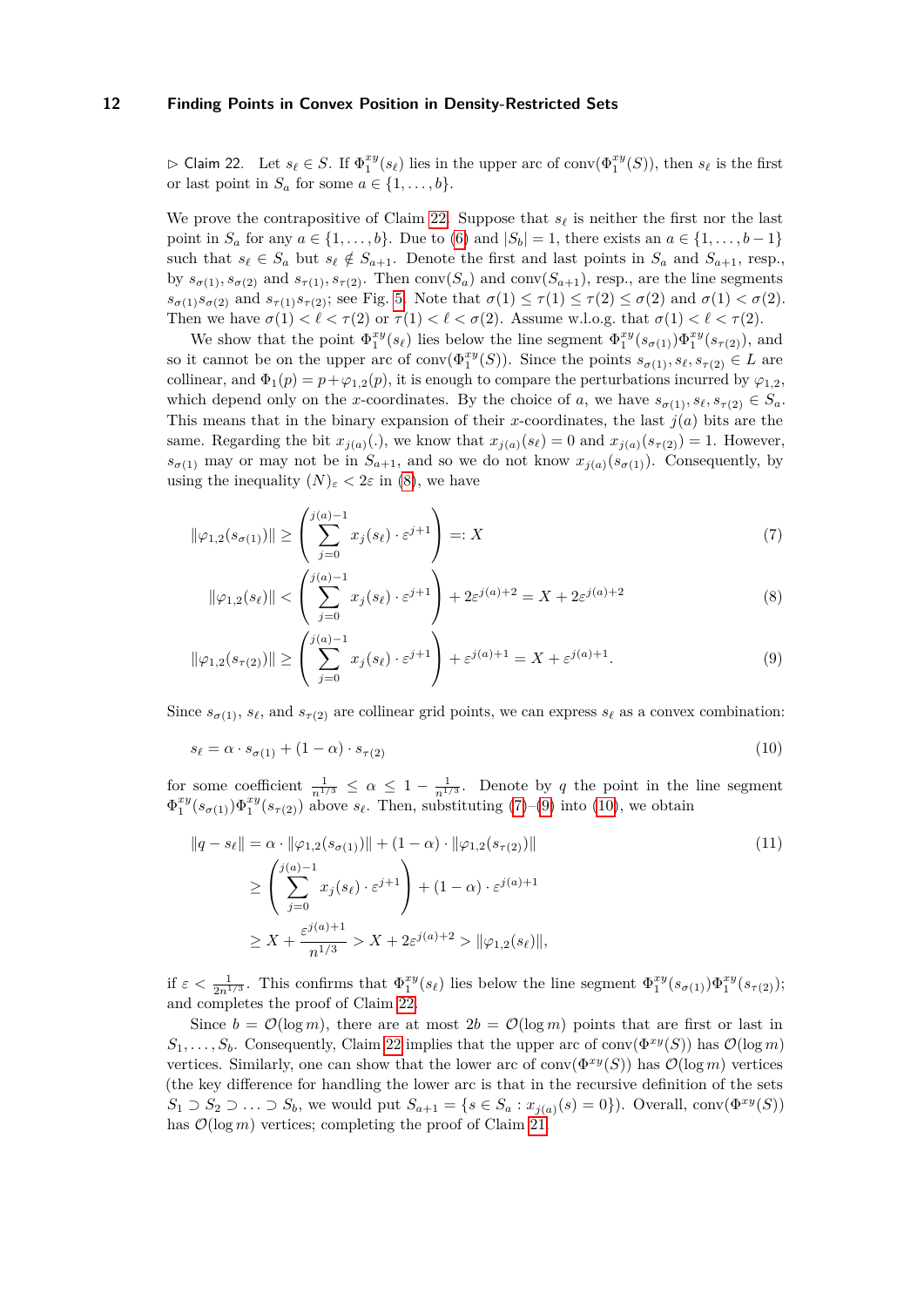▷ Claim 22. Let $s_\ell \in S$. If $\Phi_1^{xy}(s_\ell)$ lies in the upper arc of $\text{conv}(\Phi_1^{xy}(S))$, then $s_\ell$ is the first or last point in $S_a$ for some $a \in \{1, \ldots, b\}$.

We prove the contrapositive of Claim 22. Suppose that $s_\ell$ is neither the first nor the last point in $S_a$ for any $a \in \{1, \ldots, b\}$. Due to (6) and $|S_b| = 1$, there exists an $a \in \{1, \ldots, b-1\}$ such that $s_\ell \in S_a$ but $s_\ell \notin S_{a+1}$. Denote the first and last points in $S_a$ and $S_{a+1}$, resp., by $s_{\sigma(1)}, s_{\sigma(2)}$ and $s_{\tau(1)}, s_{\tau(2)}$. Then $\text{conv}(S_a)$ and $\text{conv}(S_{a+1})$, resp., are the line segments $s_{\sigma(1)}s_{\sigma(2)}$ and $s_{\tau(1)}s_{\tau(2)}$; see Fig. 5. Note that $\sigma(1) \leq \tau(1) \leq \tau(2) \leq \sigma(2)$ and $\sigma(1) < \sigma(2)$. Then we have $\sigma(1) < \ell < \tau(2)$ or $\tau(1) < \ell < \sigma(2)$. Assume w.l.o.g. that $\sigma(1) < \ell < \tau(2)$.

We show that the point $\Phi_1^{xy}(s_\ell)$ lies below the line segment $\Phi_1^{xy}(s_{\sigma(1)})\Phi_1^{xy}(s_{\tau(2)})$, and so it cannot be on the upper arc of $\text{conv}(\Phi_1^{xy}(S))$. Since the points $s_{\sigma(1)}, s_\ell, s_{\tau(2)} \in L$ are collinear, and $\Phi_1(p) = p + \varphi_{1,2}(p)$, it is enough to compare the perturbations incurred by $\varphi_{1,2}$, which depend only on the $x$-coordinates. By the choice of $a$, we have $s_{\sigma(1)}, s_\ell, s_{\tau(2)} \in S_a$. This means that in the binary expansion of their $x$-coordinates, the last $j(a)$ bits are the same. Regarding the bit $x_{j(a)}(.)$, we know that $x_{j(a)}(s_\ell) = 0$ and $x_{j(a)}(s_{\tau(2)}) = 1$. However, $s_{\sigma(1)}$ may or may not be in $S_{a+1}$, and so we do not know $x_{j(a)}(s_{\sigma(1)})$. Consequently, by using the inequality $(N)_\varepsilon < 2\varepsilon$ in (8), we have

$$\|\varphi_{1,2}(s_{\sigma(1)})\| \geq \left( \sum_{j=0}^{j(a)-1} x_j(s_\ell) \cdot \varepsilon^{j+1} \right) =: X \tag{7}$$

$$\|\varphi_{1,2}(s_\ell)\| < \left( \sum_{j=0}^{j(a)-1} x_j(s_\ell) \cdot \varepsilon^{j+1} \right) + 2\varepsilon^{j(a)+2} = X + 2\varepsilon^{j(a)+2} \tag{8}$$

$$\|\varphi_{1,2}(s_{\tau(2)})\| \geq \left( \sum_{j=0}^{j(a)-1} x_j(s_\ell) \cdot \varepsilon^{j+1} \right) + \varepsilon^{j(a)+1} = X + \varepsilon^{j(a)+1}. \tag{9}$$

Since $s_{\sigma(1)}$, $s_\ell$, and $s_{\tau(2)}$ are collinear grid points, we can express $s_\ell$ as a convex combination:

$$s_\ell = \alpha \cdot s_{\sigma(1)} + (1 - \alpha) \cdot s_{\tau(2)} \tag{10}$$

for some coefficient $\frac{1}{n^{1/3}} \leq \alpha \leq 1 - \frac{1}{n^{1/3}}$. Denote by $q$ the point in the line segment $\Phi_1^{xy}(s_{\sigma(1)})\Phi_1^{xy}(s_{\tau(2)})$ above $s_\ell$. Then, substituting (7)–(9) into (10), we obtain

$$\begin{aligned}
\|q - s_\ell\| &= \alpha \cdot \|\varphi_{1,2}(s_{\sigma(1)})\| + (1 - \alpha) \cdot \|\varphi_{1,2}(s_{\tau(2)})\| \\
&\geq \left( \sum_{j=0}^{j(a)-1} x_j(s_\ell) \cdot \varepsilon^{j+1} \right) + (1 - \alpha) \cdot \varepsilon^{j(a)+1} \\
&\geq X + \frac{\varepsilon^{j(a)+1}}{n^{1/3}} > X + 2\varepsilon^{j(a)+2} > \|\varphi_{1,2}(s_\ell)\|,
\end{aligned} \tag{11}$$

if $\varepsilon < \frac{1}{2n^{1/3}}$. This confirms that $\Phi_1^{xy}(s_\ell)$ lies below the line segment $\Phi_1^{xy}(s_{\sigma(1)})\Phi_1^{xy}(s_{\tau(2)})$; and completes the proof of Claim 22.

Since $b = \mathcal{O}(\log m)$, there are at most $2b = \mathcal{O}(\log m)$ points that are first or last in $S_1, \ldots, S_b$. Consequently, Claim 22 implies that the upper arc of $\text{conv}(\Phi^{xy}(S))$ has $\mathcal{O}(\log m)$ vertices. Similarly, one can show that the lower arc of $\text{conv}(\Phi^{xy}(S))$ has $\mathcal{O}(\log m)$ vertices (the key difference for handling the lower arc is that in the recursive definition of the sets $S_1 \supset S_2 \supset \ldots \supset S_b$, we would put $S_{a+1} = \{s \in S_a : x_{j(a)}(s) = 0\}$). Overall, $\text{conv}(\Phi^{xy}(S))$ has $\mathcal{O}(\log m)$ vertices; completing the proof of Claim 21.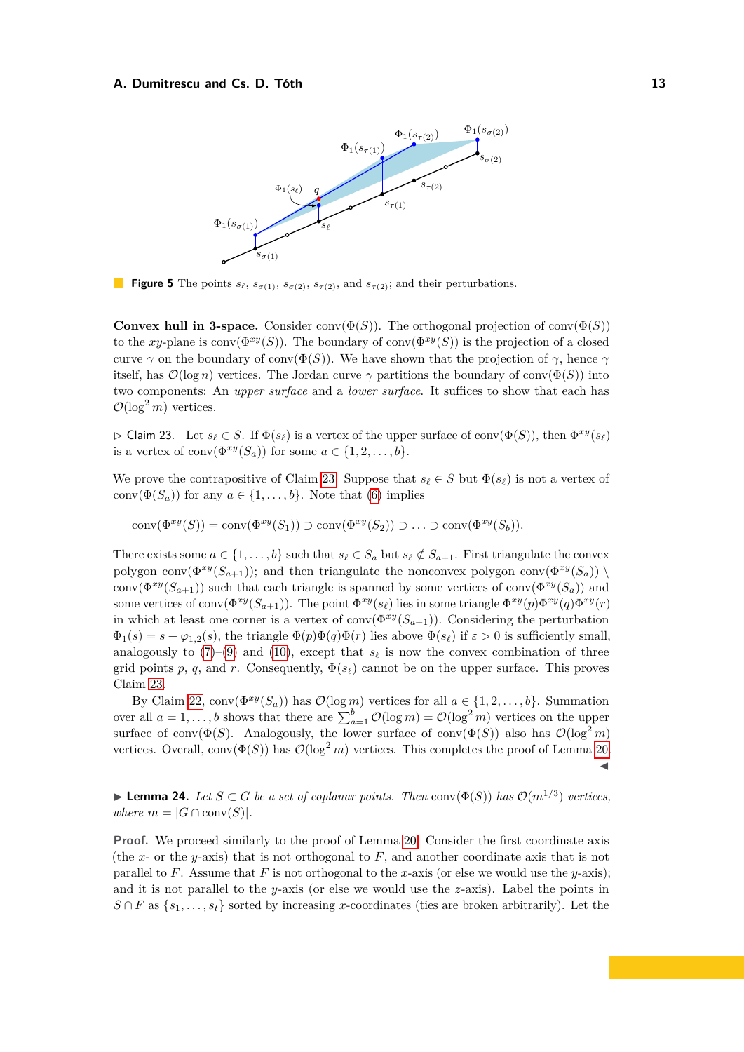$\Phi_1(s_{\sigma(2)})$

$\Phi_1(s_{\tau(2)})$

$\Phi_1(s_{\tau(1)})$

$s_{\sigma(2)}$

$\Phi_1(s_\ell)$

$q$

$s_{\tau(2)}$

$s_{\tau(1)}$

$\Phi_1(s_{\sigma(1)})$

$s_\ell$

$s_{\sigma(1)}$

**Figure 5** The points $s_\ell$, $s_{\sigma(1)}$, $s_{\sigma(2)}$, $s_{\tau(2)}$, and $s_{\tau(2)}$; and their perturbations.

**Convex hull in 3-space.** Consider $\text{conv}(\Phi(S))$. The orthogonal projection of $\text{conv}(\Phi(S))$ to the $xy$-plane is $\text{conv}(\Phi^{xy}(S))$. The boundary of $\text{conv}(\Phi^{xy}(S))$ is the projection of a closed curve $\gamma$ on the boundary of $\text{conv}(\Phi(S))$. We have shown that the projection of $\gamma$, hence $\gamma$ itself, has $\mathcal{O}(\log n)$ vertices. The Jordan curve $\gamma$ partitions the boundary of $\text{conv}(\Phi(S))$ into two components: An *upper surface* and a *lower surface*. It suffices to show that each has $\mathcal{O}(\log^2 m)$ vertices.

▷ Claim 23. Let $s_\ell \in S$. If $\Phi(s_\ell)$ is a vertex of the upper surface of $\text{conv}(\Phi(S))$, then $\Phi^{xy}(s_\ell)$ is a vertex of $\text{conv}(\Phi^{xy}(S_a))$ for some $a \in \{1, 2, \ldots, b\}$.

We prove the contrapositive of Claim 23. Suppose that $s_\ell \in S$ but $\Phi(s_\ell)$ is not a vertex of $\text{conv}(\Phi(S_a))$ for any $a \in \{1, \ldots, b\}$. Note that (6) implies

$$\text{conv}(\Phi^{xy}(S)) = \text{conv}(\Phi^{xy}(S_1)) \supset \text{conv}(\Phi^{xy}(S_2)) \supset \ldots \supset \text{conv}(\Phi^{xy}(S_b)).$$

There exists some $a \in \{1, \ldots, b\}$ such that $s_\ell \in S_a$ but $s_\ell \notin S_{a+1}$. First triangulate the convex polygon $\text{conv}(\Phi^{xy}(S_{a+1}))$; and then triangulate the nonconvex polygon $\text{conv}(\Phi^{xy}(S_a)) \setminus \text{conv}(\Phi^{xy}(S_{a+1}))$ such that each triangle is spanned by some vertices of $\text{conv}(\Phi^{xy}(S_a))$ and some vertices of $\text{conv}(\Phi^{xy}(S_{a+1}))$. The point $\Phi^{xy}(s_\ell)$ lies in some triangle $\Phi^{xy}(p)\Phi^{xy}(q)\Phi^{xy}(r)$ in which at least one corner is a vertex of $\text{conv}(\Phi^{xy}(S_{a+1}))$. Considering the perturbation $\Phi_1(s) = s + \varphi_{1,2}(s)$, the triangle $\Phi(p)\Phi(q)\Phi(r)$ lies above $\Phi(s_\ell)$ if $\varepsilon > 0$ is sufficiently small, analogously to (7)–(9) and (10), except that $s_\ell$ is now the convex combination of three grid points $p$, $q$, and $r$. Consequently, $\Phi(s_\ell)$ cannot be on the upper surface. This proves Claim 23.

By Claim 22, $\text{conv}(\Phi^{xy}(S_a))$ has $\mathcal{O}(\log m)$ vertices for all $a \in \{1, 2, \ldots, b\}$. Summation over all $a = 1, \ldots, b$ shows that there are $\sum_{a=1}^{b} \mathcal{O}(\log m) = \mathcal{O}(\log^2 m)$ vertices on the upper surface of $\text{conv}(\Phi(S)$. Analogously, the lower surface of $\text{conv}(\Phi(S))$ also has $\mathcal{O}(\log^2 m)$ vertices. Overall, $\text{conv}(\Phi(S))$ has $\mathcal{O}(\log^2 m)$ vertices. This completes the proof of Lemma 20. ◀

▶ **Lemma 24.** *Let $S \subset G$ be a set of coplanar points. Then $\text{conv}(\Phi(S))$ has $\mathcal{O}(m^{1/3})$ vertices, where $m = |G \cap \text{conv}(S)|$.*

**Proof.** We proceed similarly to the proof of Lemma 20. Consider the first coordinate axis (the $x$- or the $y$-axis) that is not orthogonal to $F$, and another coordinate axis that is not parallel to $F$. Assume that $F$ is not orthogonal to the $x$-axis (or else we would use the $y$-axis); and it is not parallel to the $y$-axis (or else we would use the $z$-axis). Label the points in $S \cap F$ as $\{s_1, \ldots, s_t\}$ sorted by increasing $x$-coordinates (ties are broken arbitrarily). Let the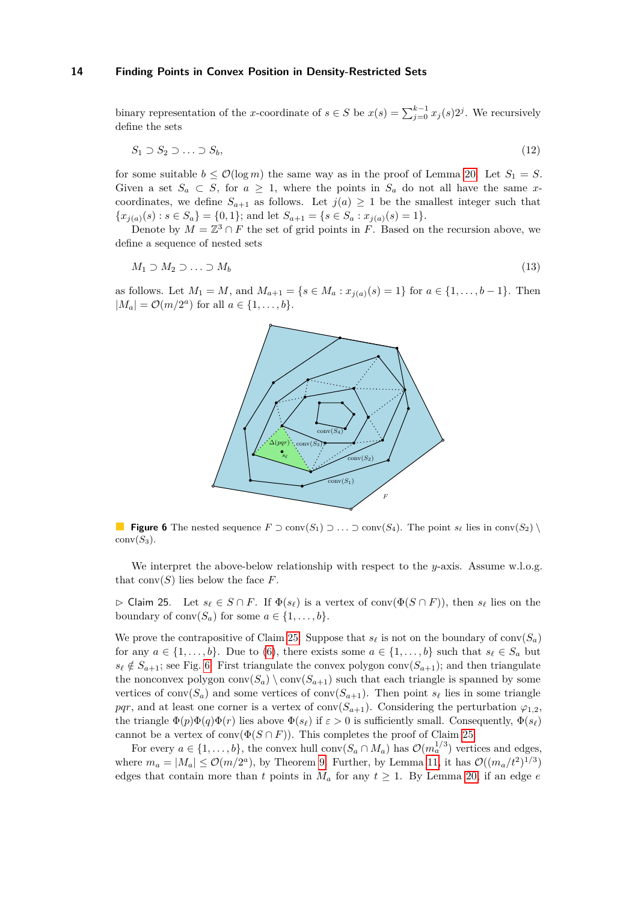binary representation of the $x$-coordinate of $s \in S$ be $x(s) = \sum_{j=0}^{k-1} x_j(s) 2^j$. We recursively define the sets

$$S_1 \supset S_2 \supset \ldots \supset S_b, \tag{12}$$

for some suitable $b \leq \mathcal{O}(\log m)$ the same way as in the proof of Lemma 20. Let $S_1 = S$. Given a set $S_a \subset S$, for $a \geq 1$, where the points in $S_a$ do not all have the same $x$-coordinates, we define $S_{a+1}$ as follows. Let $j(a) \geq 1$ be the smallest integer such that $\{x_{j(a)}(s) : s \in S_a\} = \{0, 1\}$; and let $S_{a+1} = \{s \in S_a : x_{j(a)}(s) = 1\}$.

Denote by $M = \mathbb{Z}^3 \cap F$ the set of grid points in $F$. Based on the recursion above, we define a sequence of nested sets

$$M_1 \supset M_2 \supset \ldots \supset M_b \tag{13}$$

as follows. Let $M_1 = M$, and $M_{a+1} = \{s \in M_a : x_{j(a)}(s) = 1\}$ for $a \in \{1, \ldots, b-1\}$. Then $|M_a| = \mathcal{O}(m/2^a)$ for all $a \in \{1, \ldots, b\}$.

$\Delta(pqr)$
$s_\ell$
conv($S_4$)
conv($S_3$)
conv($S_2$)
conv($S_1$)
$F$

**Figure 6** The nested sequence $F \supset \text{conv}(S_1) \supset \ldots \supset \text{conv}(S_4)$. The point $s_\ell$ lies in $\text{conv}(S_2) \setminus \text{conv}(S_3)$.

We interpret the above-below relationship with respect to the $y$-axis. Assume w.l.o.g. that $\text{conv}(S)$ lies below the face $F$.

▷ Claim 25. Let $s_\ell \in S \cap F$. If $\Phi(s_\ell)$ is a vertex of $\text{conv}(\Phi(S \cap F))$, then $s_\ell$ lies on the boundary of $\text{conv}(S_a)$ for some $a \in \{1, \ldots, b\}$.

We prove the contrapositive of Claim 25. Suppose that $s_\ell$ is not on the boundary of $\text{conv}(S_a)$ for any $a \in \{1, \ldots, b\}$. Due to (6), there exists some $a \in \{1, \ldots, b\}$ such that $s_\ell \in S_a$ but $s_\ell \notin S_{a+1}$; see Fig. 6. First triangulate the convex polygon $\text{conv}(S_{a+1})$; and then triangulate the nonconvex polygon $\text{conv}(S_a) \setminus \text{conv}(S_{a+1})$ such that each triangle is spanned by some vertices of $\text{conv}(S_a)$ and some vertices of $\text{conv}(S_{a+1})$. Then point $s_\ell$ lies in some triangle $pqr$, and at least one corner is a vertex of $\text{conv}(S_{a+1})$. Considering the perturbation $\varphi_{1,2}$, the triangle $\Phi(p)\Phi(q)\Phi(r)$ lies above $\Phi(s_\ell)$ if $\varepsilon > 0$ is sufficiently small. Consequently, $\Phi(s_\ell)$ cannot be a vertex of $\text{conv}(\Phi(S \cap F))$. This completes the proof of Claim 25.

For every $a \in \{1, \ldots, b\}$, the convex hull $\text{conv}(S_a \cap M_a)$ has $\mathcal{O}(m_a^{1/3})$ vertices and edges, where $m_a = |M_a| \leq \mathcal{O}(m/2^a)$, by Theorem 9. Further, by Lemma 11, it has $\mathcal{O}((m_a/t^2)^{1/3})$ edges that contain more than $t$ points in $M_a$ for any $t \geq 1$. By Lemma 20, if an edge $e$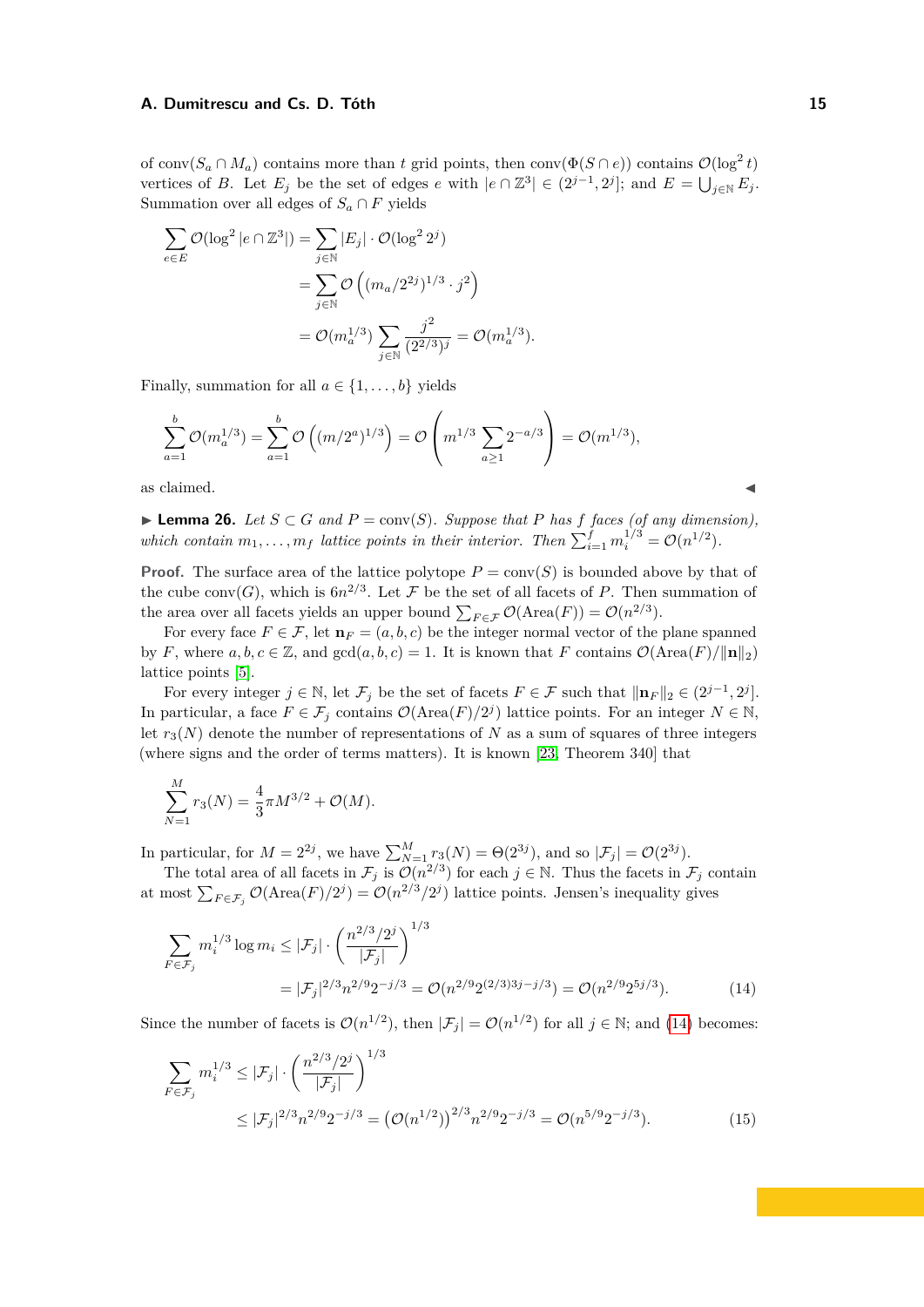of $\mathrm{conv}(S_a \cap M_a)$ contains more than $t$ grid points, then $\mathrm{conv}(\Phi(S \cap e))$ contains $\mathcal{O}(\log^2 t)$ vertices of $B$. Let $E_j$ be the set of edges $e$ with $|e \cap \mathbb{Z}^3| \in (2^{j-1}, 2^j]$; and $E = \bigcup_{j\in\mathbb{N}} E_j$. Summation over all edges of $S_a \cap F$ yields

$$\begin{aligned}
\sum_{e\in E} \mathcal{O}(\log^2 |e \cap \mathbb{Z}^3|) &= \sum_{j\in\mathbb{N}} |E_j| \cdot \mathcal{O}(\log^2 2^j) \\
&= \sum_{j\in\mathbb{N}} \mathcal{O}\left( (m_a/2^{2j})^{1/3} \cdot j^2 \right) \\
&= \mathcal{O}(m_a^{1/3}) \sum_{j\in\mathbb{N}} \frac{j^2}{(2^{2/3})^j} = \mathcal{O}(m_a^{1/3}).
\end{aligned}$$

Finally, summation for all $a \in \{1, \ldots, b\}$ yields

$$\sum_{a=1}^{b} \mathcal{O}(m_a^{1/3}) = \sum_{a=1}^{b} \mathcal{O}\left( (m/2^a)^{1/3} \right) = \mathcal{O}\left( m^{1/3} \sum_{a\geq 1} 2^{-a/3} \right) = \mathcal{O}(m^{1/3}),$$

as claimed. ◀

▶ **Lemma 26.** *Let $S \subset G$ and $P = \mathrm{conv}(S)$. Suppose that $P$ has $f$ faces (of any dimension), which contain $m_1, \ldots, m_f$ lattice points in their interior. Then $\sum_{i=1}^{f} m_i^{1/3} = \mathcal{O}(n^{1/2})$.*

**Proof.** The surface area of the lattice polytope $P = \mathrm{conv}(S)$ is bounded above by that of the cube $\mathrm{conv}(G)$, which is $6n^{2/3}$. Let $\mathcal{F}$ be the set of all facets of $P$. Then summation of the area over all facets yields an upper bound $\sum_{F\in\mathcal{F}} \mathcal{O}(\mathrm{Area}(F)) = \mathcal{O}(n^{2/3})$.

For every face $F \in \mathcal{F}$, let $\mathbf{n}_F = (a, b, c)$ be the integer normal vector of the plane spanned by $F$, where $a, b, c \in \mathbb{Z}$, and $\gcd(a, b, c) = 1$. It is known that $F$ contains $\mathcal{O}(\mathrm{Area}(F)/\|\mathbf{n}\|_2)$ lattice points [5].

For every integer $j \in \mathbb{N}$, let $\mathcal{F}_j$ be the set of facets $F \in \mathcal{F}$ such that $\|\mathbf{n}_F\|_2 \in (2^{j-1}, 2^j]$. In particular, a face $F \in \mathcal{F}_j$ contains $\mathcal{O}(\mathrm{Area}(F)/2^j)$ lattice points. For an integer $N \in \mathbb{N}$, let $r_3(N)$ denote the number of representations of $N$ as a sum of squares of three integers (where signs and the order of terms matters). It is known [23, Theorem 340] that

$$\sum_{N=1}^{M} r_3(N) = \frac{4}{3}\pi M^{3/2} + \mathcal{O}(M).$$

In particular, for $M = 2^{2j}$, we have $\sum_{N=1}^{M} r_3(N) = \Theta(2^{3j})$, and so $|\mathcal{F}_j| = \mathcal{O}(2^{3j})$.

The total area of all facets in $\mathcal{F}_j$ is $\mathcal{O}(n^{2/3})$ for each $j \in \mathbb{N}$. Thus the facets in $\mathcal{F}_j$ contain at most $\sum_{F\in\mathcal{F}_j} \mathcal{O}(\mathrm{Area}(F)/2^j) = \mathcal{O}(n^{2/3}/2^j)$ lattice points. Jensen's inequality gives

$$\begin{aligned}
\sum_{F\in\mathcal{F}_j} m_i^{1/3} \log m_i &\leq |\mathcal{F}_j| \cdot \left( \frac{n^{2/3}/2^j}{|\mathcal{F}_j|} \right)^{1/3} \\
&= |\mathcal{F}_j|^{2/3} n^{2/9} 2^{-j/3} = \mathcal{O}(n^{2/9} 2^{(2/3)3j - j/3}) = \mathcal{O}(n^{2/9} 2^{5j/3}). \qquad (14)
\end{aligned}$$

Since the number of facets is $\mathcal{O}(n^{1/2})$, then $|\mathcal{F}_j| = \mathcal{O}(n^{1/2})$ for all $j \in \mathbb{N}$; and (14) becomes:

$$\begin{aligned}
\sum_{F\in\mathcal{F}_j} m_i^{1/3} &\leq |\mathcal{F}_j| \cdot \left( \frac{n^{2/3}/2^j}{|\mathcal{F}_j|} \right)^{1/3} \\
&\leq |\mathcal{F}_j|^{2/3} n^{2/9} 2^{-j/3} = \left( \mathcal{O}(n^{1/2}) \right)^{2/3} n^{2/9} 2^{-j/3} = \mathcal{O}(n^{5/9} 2^{-j/3}). \qquad (15)
\end{aligned}$$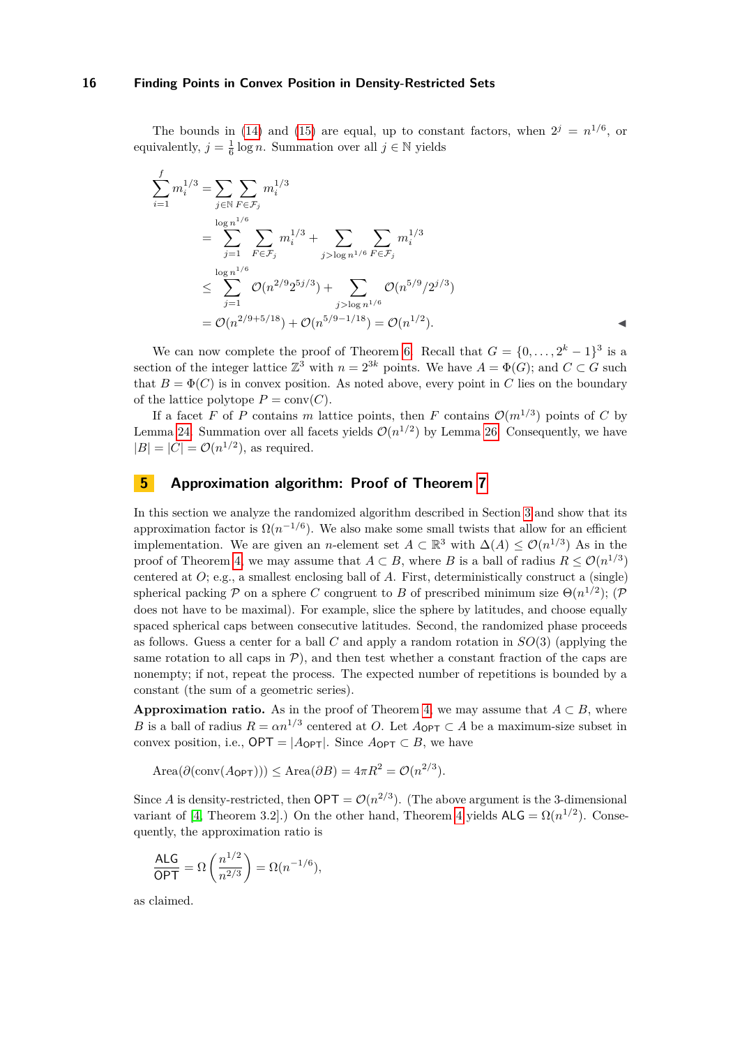The bounds in (14) and (15) are equal, up to constant factors, when $2^j = n^{1/6}$, or equivalently, $j = \frac{1}{6}\log n$. Summation over all $j \in \mathbb{N}$ yields

$$\begin{aligned}
\sum_{i=1}^{f} m_i^{1/3} &= \sum_{j\in\mathbb{N}} \sum_{F\in\mathcal{F}_j} m_i^{1/3} \\
&= \sum_{j=1}^{\log n^{1/6}} \sum_{F\in\mathcal{F}_j} m_i^{1/3} + \sum_{j>\log n^{1/6}} \sum_{F\in\mathcal{F}_j} m_i^{1/3} \\
&\leq \sum_{j=1}^{\log n^{1/6}} \mathcal{O}(n^{2/9}2^{5j/3}) + \sum_{j>\log n^{1/6}} \mathcal{O}(n^{5/9}/2^{j/3}) \\
&= \mathcal{O}(n^{2/9+5/18}) + \mathcal{O}(n^{5/9-1/18}) = \mathcal{O}(n^{1/2}).
\end{aligned}$$

◀

We can now complete the proof of Theorem 6. Recall that $G = \{0,\ldots,2^k-1\}^3$ is a section of the integer lattice $\mathbb{Z}^3$ with $n = 2^{3k}$ points. We have $A = \Phi(G)$; and $C \subset G$ such that $B = \Phi(C)$ is in convex position. As noted above, every point in $C$ lies on the boundary of the lattice polytope $P = \text{conv}(C)$.

If a facet $F$ of $P$ contains $m$ lattice points, then $F$ contains $\mathcal{O}(m^{1/3})$ points of $C$ by Lemma 24. Summation over all facets yields $\mathcal{O}(n^{1/2})$ by Lemma 26. Consequently, we have $|B| = |C| = \mathcal{O}(n^{1/2})$, as required.

## 5 Approximation algorithm: Proof of Theorem 7

In this section we analyze the randomized algorithm described in Section 3 and show that its approximation factor is $\Omega(n^{-1/6})$. We also make some small twists that allow for an efficient implementation. We are given an $n$-element set $A \subset \mathbb{R}^3$ with $\Delta(A) \leq \mathcal{O}(n^{1/3})$ As in the proof of Theorem 4, we may assume that $A \subset B$, where $B$ is a ball of radius $R \leq \mathcal{O}(n^{1/3})$ centered at $O$; e.g., a smallest enclosing ball of $A$. First, deterministically construct a (single) spherical packing $\mathcal{P}$ on a sphere $C$ congruent to $B$ of prescribed minimum size $\Theta(n^{1/2})$; ($\mathcal{P}$ does not have to be maximal). For example, slice the sphere by latitudes, and choose equally spaced spherical caps between consecutive latitudes. Second, the randomized phase proceeds as follows. Guess a center for a ball $C$ and apply a random rotation in $SO(3)$ (applying the same rotation to all caps in $\mathcal{P}$), and then test whether a constant fraction of the caps are nonempty; if not, repeat the process. The expected number of repetitions is bounded by a constant (the sum of a geometric series).

**Approximation ratio.** As in the proof of Theorem 4, we may assume that $A \subset B$, where $B$ is a ball of radius $R = \alpha n^{1/3}$ centered at $O$. Let $A_{\mathsf{OPT}} \subset A$ be a maximum-size subset in convex position, i.e., $\mathsf{OPT} = |A_{\mathsf{OPT}}|$. Since $A_{\mathsf{OPT}} \subset B$, we have

$$\text{Area}(\partial(\text{conv}(A_{\mathsf{OPT}}))) \leq \text{Area}(\partial B) = 4\pi R^2 = \mathcal{O}(n^{2/3}).$$

Since $A$ is density-restricted, then $\mathsf{OPT} = \mathcal{O}(n^{2/3})$. (The above argument is the 3-dimensional variant of [4, Theorem 3.2].) On the other hand, Theorem 4 yields $\mathsf{ALG} = \Omega(n^{1/2})$. Consequently, the approximation ratio is

$$\frac{\mathsf{ALG}}{\mathsf{OPT}} = \Omega\left(\frac{n^{1/2}}{n^{2/3}}\right) = \Omega(n^{-1/6}),$$

as claimed.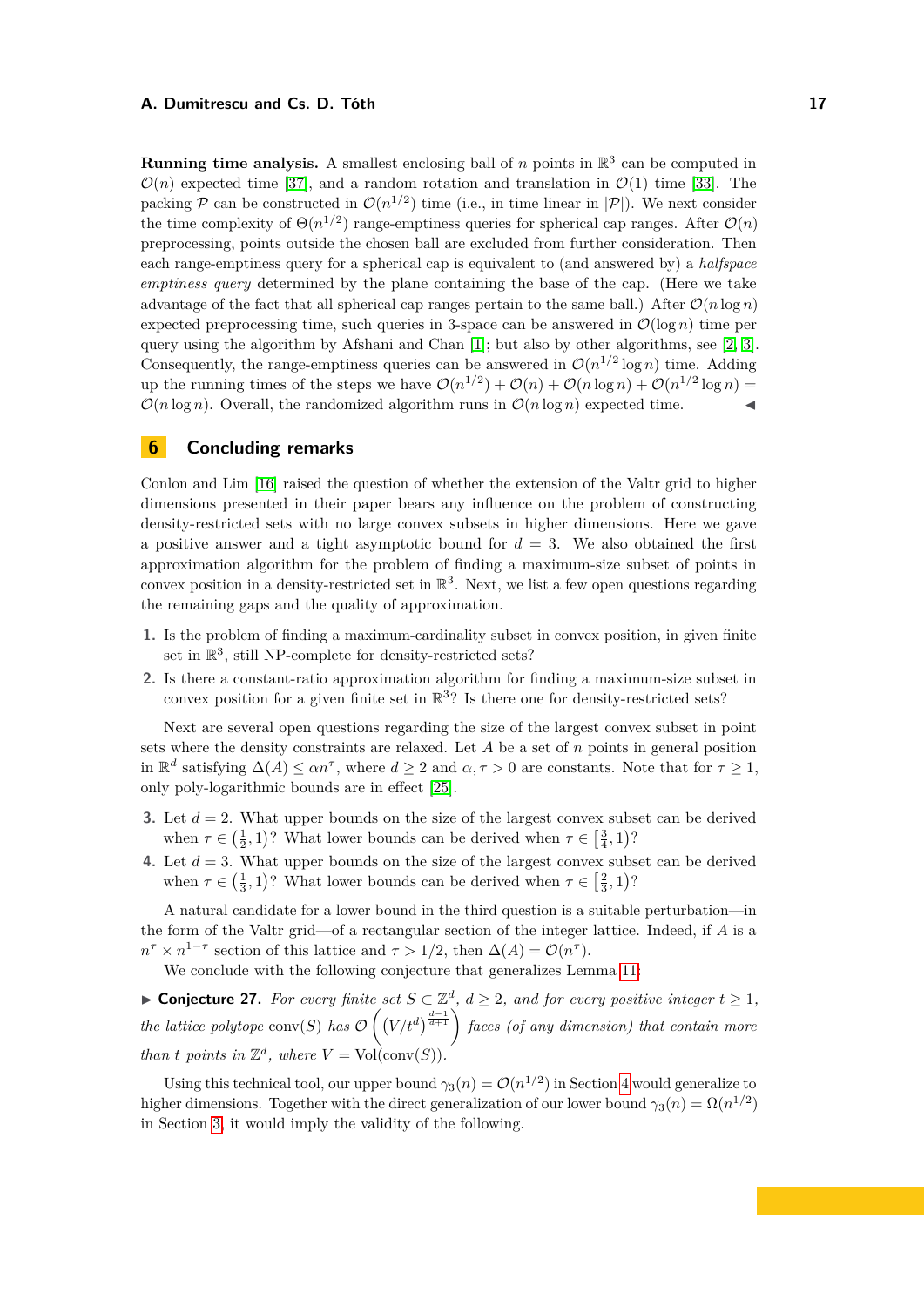**Running time analysis.** A smallest enclosing ball of $n$ points in $\mathbb{R}^3$ can be computed in $\mathcal{O}(n)$ expected time [37], and a random rotation and translation in $\mathcal{O}(1)$ time [33]. The packing $\mathcal{P}$ can be constructed in $\mathcal{O}(n^{1/2})$ time (i.e., in time linear in $|\mathcal{P}|$). We next consider the time complexity of $\Theta(n^{1/2})$ range-emptiness queries for spherical cap ranges. After $\mathcal{O}(n)$ preprocessing, points outside the chosen ball are excluded from further consideration. Then each range-emptiness query for a spherical cap is equivalent to (and answered by) a *halfspace emptiness query* determined by the plane containing the base of the cap. (Here we take advantage of the fact that all spherical cap ranges pertain to the same ball.) After $\mathcal{O}(n \log n)$ expected preprocessing time, such queries in 3-space can be answered in $\mathcal{O}(\log n)$ time per query using the algorithm by Afshani and Chan [1]; but also by other algorithms, see [2, 3]. Consequently, the range-emptiness queries can be answered in $\mathcal{O}(n^{1/2} \log n)$ time. Adding up the running times of the steps we have $\mathcal{O}(n^{1/2}) + \mathcal{O}(n) + \mathcal{O}(n \log n) + \mathcal{O}(n^{1/2} \log n) = \mathcal{O}(n \log n)$. Overall, the randomized algorithm runs in $\mathcal{O}(n \log n)$ expected time. ◀

## 6 Concluding remarks

Conlon and Lim [16] raised the question of whether the extension of the Valtr grid to higher dimensions presented in their paper bears any influence on the problem of constructing density-restricted sets with no large convex subsets in higher dimensions. Here we gave a positive answer and a tight asymptotic bound for $d = 3$. We also obtained the first approximation algorithm for the problem of finding a maximum-size subset of points in convex position in a density-restricted set in $\mathbb{R}^3$. Next, we list a few open questions regarding the remaining gaps and the quality of approximation.

1. Is the problem of finding a maximum-cardinality subset in convex position, in given finite set in $\mathbb{R}^3$, still NP-complete for density-restricted sets?
2. Is there a constant-ratio approximation algorithm for finding a maximum-size subset in convex position for a given finite set in $\mathbb{R}^3$? Is there one for density-restricted sets?

Next are several open questions regarding the size of the largest convex subset in point sets where the density constraints are relaxed. Let $A$ be a set of $n$ points in general position in $\mathbb{R}^d$ satisfying $\Delta(A) \leq \alpha n^\tau$, where $d \geq 2$ and $\alpha, \tau > 0$ are constants. Note that for $\tau \geq 1$, only poly-logarithmic bounds are in effect [25].

3. Let $d = 2$. What upper bounds on the size of the largest convex subset can be derived when $\tau \in \left(\frac{1}{2}, 1\right)$? What lower bounds can be derived when $\tau \in \left[\frac{3}{4}, 1\right)$?
4. Let $d = 3$. What upper bounds on the size of the largest convex subset can be derived when $\tau \in \left(\frac{1}{3}, 1\right)$? What lower bounds can be derived when $\tau \in \left[\frac{2}{3}, 1\right)$?

A natural candidate for a lower bound in the third question is a suitable perturbation—in the form of the Valtr grid—of a rectangular section of the integer lattice. Indeed, if $A$ is a $n^\tau \times n^{1-\tau}$ section of this lattice and $\tau > 1/2$, then $\Delta(A) = \mathcal{O}(n^\tau)$.

We conclude with the following conjecture that generalizes Lemma 11:

▶ **Conjecture 27.** *For every finite set $S \subset \mathbb{Z}^d$, $d \geq 2$, and for every positive integer $t \geq 1$, the lattice polytope $\mathrm{conv}(S)$ has $\mathcal{O}\left((V/t^d)^{\frac{d-1}{d+1}}\right)$ faces (of any dimension) that contain more than $t$ points in $\mathbb{Z}^d$, where $V = \mathrm{Vol}(\mathrm{conv}(S))$.*

Using this technical tool, our upper bound $\gamma_3(n) = \mathcal{O}(n^{1/2})$ in Section 4 would generalize to higher dimensions. Together with the direct generalization of our lower bound $\gamma_3(n) = \Omega(n^{1/2})$ in Section 3, it would imply the validity of the following.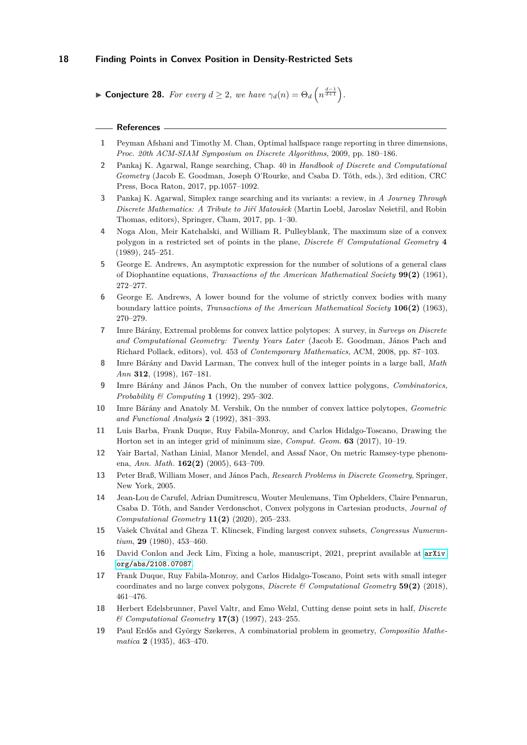▶ **Conjecture 28.** *For every $d \geq 2$, we have $\gamma_d(n) = \Theta_d\left(n^{\frac{d-1}{d+1}}\right)$.*

## References

1. Peyman Afshani and Timothy M. Chan, Optimal halfspace range reporting in three dimensions, *Proc. 20th ACM-SIAM Symposium on Discrete Algorithms*, 2009, pp. 180–186.
2. Pankaj K. Agarwal, Range searching, Chap. 40 in *Handbook of Discrete and Computational Geometry* (Jacob E. Goodman, Joseph O'Rourke, and Csaba D. Tóth, eds.), 3rd edition, CRC Press, Boca Raton, 2017, pp.1057–1092.
3. Pankaj K. Agarwal, Simplex range searching and its variants: a review, in *A Journey Through Discrete Mathematics: A Tribute to Jiří Matoušek* (Martin Loebl, Jaroslav Nešetřil, and Robin Thomas, editors), Springer, Cham, 2017, pp. 1–30.
4. Noga Alon, Meir Katchalski, and William R. Pulleyblank, The maximum size of a convex polygon in a restricted set of points in the plane, *Discrete & Computational Geometry* **4** (1989), 245–251.
5. George E. Andrews, An asymptotic expression for the number of solutions of a general class of Diophantine equations, *Transactions of the American Mathematical Society* **99(2)** (1961), 272–277.
6. George E. Andrews, A lower bound for the volume of strictly convex bodies with many boundary lattice points, *Transactions of the American Mathematical Society* **106(2)** (1963), 270–279.
7. Imre Bárány, Extremal problems for convex lattice polytopes: A survey, in *Surveys on Discrete and Computational Geometry: Twenty Years Later* (Jacob E. Goodman, János Pach and Richard Pollack, editors), vol. 453 of *Contemporary Mathematics*, ACM, 2008, pp. 87–103.
8. Imre Bárány and David Larman, The convex hull of the integer points in a large ball, *Math Ann* **312**, (1998), 167–181.
9. Imre Bárány and János Pach, On the number of convex lattice polygons, *Combinatorics, Probability & Computing* **1** (1992), 295–302.
10. Imre Bárány and Anatoly M. Vershik, On the number of convex lattice polytopes, *Geometric and Functional Analysis* **2** (1992), 381–393.
11. Luis Barba, Frank Duque, Ruy Fabila-Monroy, and Carlos Hidalgo-Toscano, Drawing the Horton set in an integer grid of minimum size, *Comput. Geom.* **63** (2017), 10–19.
12. Yair Bartal, Nathan Linial, Manor Mendel, and Assaf Naor, On metric Ramsey-type phenomena, *Ann. Math.* **162(2)** (2005), 643–709.
13. Peter Braß, William Moser, and János Pach, *Research Problems in Discrete Geometry*, Springer, New York, 2005.
14. Jean-Lou de Carufel, Adrian Dumitrescu, Wouter Meulemans, Tim Ophelders, Claire Pennarun, Csaba D. Tóth, and Sander Verdonschot, Convex polygons in Cartesian products, *Journal of Computational Geometry* **11(2)** (2020), 205–233.
15. Vašek Chvátal and Gheza T. Klincsek, Finding largest convex subsets, *Congressus Numerantium*, **29** (1980), 453–460.
16. David Conlon and Jeck Lim, Fixing a hole, manuscript, 2021, preprint available at arXiv.org/abs/2108.07087.
17. Frank Duque, Ruy Fabila-Monroy, and Carlos Hidalgo-Toscano, Point sets with small integer coordinates and no large convex polygons, *Discrete & Computational Geometry* **59(2)** (2018), 461–476.
18. Herbert Edelsbrunner, Pavel Valtr, and Emo Welzl, Cutting dense point sets in half, *Discrete & Computational Geometry* **17(3)** (1997), 243–255.
19. Paul Erdős and György Szekeres, A combinatorial problem in geometry, *Compositio Mathematica* **2** (1935), 463–470.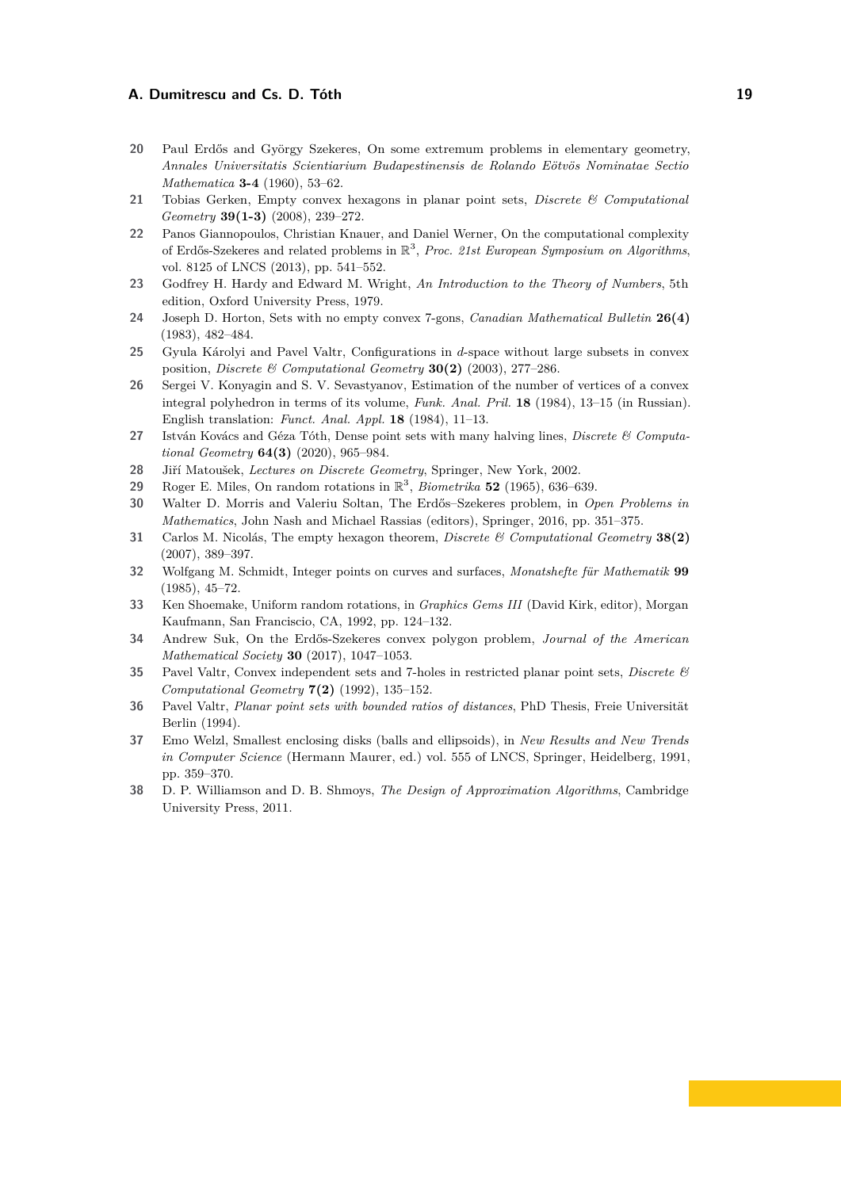20 Paul Erdős and György Szekeres, On some extremum problems in elementary geometry, *Annales Universitatis Scientiarium Budapestinensis de Rolando Eötvös Nominatae Sectio Mathematica* **3-4** (1960), 53–62.

21 Tobias Gerken, Empty convex hexagons in planar point sets, *Discrete & Computational Geometry* **39(1-3)** (2008), 239–272.

22 Panos Giannopoulos, Christian Knauer, and Daniel Werner, On the computational complexity of Erdős-Szekeres and related problems in $\mathbb{R}^3$, *Proc. 21st European Symposium on Algorithms*, vol. 8125 of LNCS (2013), pp. 541–552.

23 Godfrey H. Hardy and Edward M. Wright, *An Introduction to the Theory of Numbers*, 5th edition, Oxford University Press, 1979.

24 Joseph D. Horton, Sets with no empty convex 7-gons, *Canadian Mathematical Bulletin* **26(4)** (1983), 482–484.

25 Gyula Károlyi and Pavel Valtr, Configurations in $d$-space without large subsets in convex position, *Discrete & Computational Geometry* **30(2)** (2003), 277–286.

26 Sergei V. Konyagin and S. V. Sevastyanov, Estimation of the number of vertices of a convex integral polyhedron in terms of its volume, *Funk. Anal. Pril.* **18** (1984), 13–15 (in Russian). English translation: *Funct. Anal. Appl.* **18** (1984), 11–13.

27 István Kovács and Géza Tóth, Dense point sets with many halving lines, *Discrete & Computational Geometry* **64(3)** (2020), 965–984.

28 Jiří Matoušek, *Lectures on Discrete Geometry*, Springer, New York, 2002.

29 Roger E. Miles, On random rotations in $\mathbb{R}^3$, *Biometrika* **52** (1965), 636–639.

30 Walter D. Morris and Valeriu Soltan, The Erdős–Szekeres problem, in *Open Problems in Mathematics*, John Nash and Michael Rassias (editors), Springer, 2016, pp. 351–375.

31 Carlos M. Nicolás, The empty hexagon theorem, *Discrete & Computational Geometry* **38(2)** (2007), 389–397.

32 Wolfgang M. Schmidt, Integer points on curves and surfaces, *Monatshefte für Mathematik* **99** (1985), 45–72.

33 Ken Shoemake, Uniform random rotations, in *Graphics Gems III* (David Kirk, editor), Morgan Kaufmann, San Franciscio, CA, 1992, pp. 124–132.

34 Andrew Suk, On the Erdős-Szekeres convex polygon problem, *Journal of the American Mathematical Society* **30** (2017), 1047–1053.

35 Pavel Valtr, Convex independent sets and 7-holes in restricted planar point sets, *Discrete & Computational Geometry* **7(2)** (1992), 135–152.

36 Pavel Valtr, *Planar point sets with bounded ratios of distances*, PhD Thesis, Freie Universität Berlin (1994).

37 Emo Welzl, Smallest enclosing disks (balls and ellipsoids), in *New Results and New Trends in Computer Science* (Hermann Maurer, ed.) vol. 555 of LNCS, Springer, Heidelberg, 1991, pp. 359–370.

38 D. P. Williamson and D. B. Shmoys, *The Design of Approximation Algorithms*, Cambridge University Press, 2011.